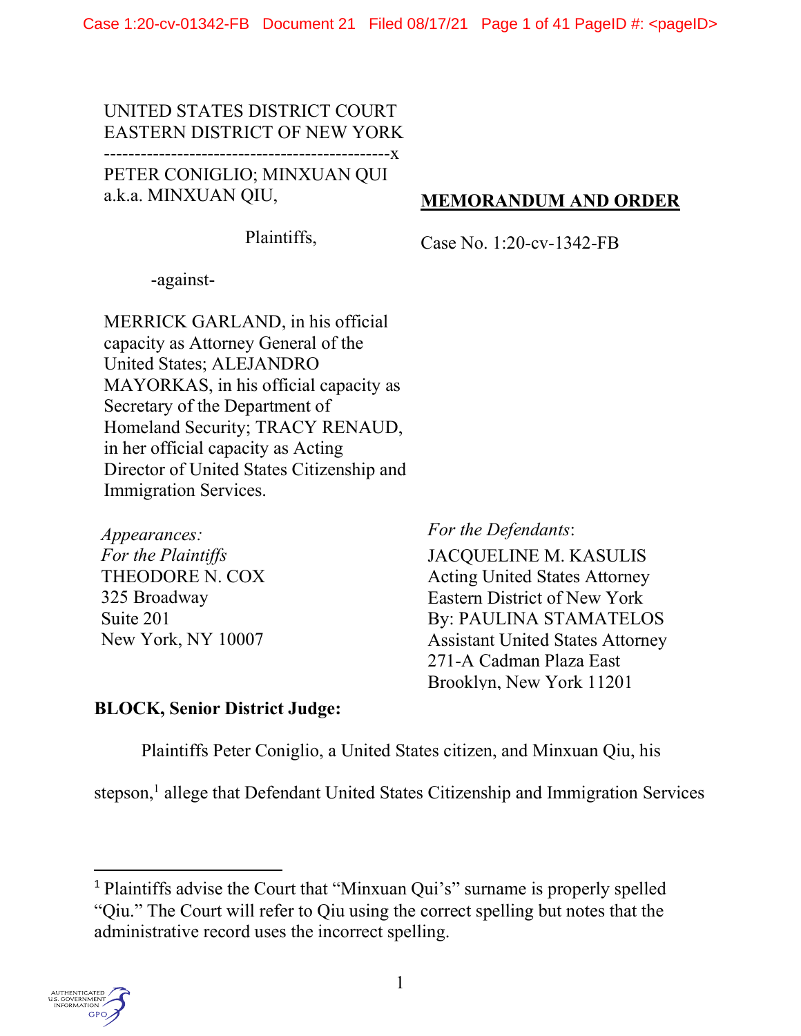UNITED STATES DISTRICT COURT
EASTERN DISTRICT OF NEW YORK

-----------------------------------------------x

PETER CONIGLIO; MINXUAN QUI a.k.a. MINXUAN QIU,

Plaintiffs,

-against-

MERRICK GARLAND, in his official capacity as Attorney General of the United States; ALEJANDRO MAYORKAS, in his official capacity as Secretary of the Department of Homeland Security; TRACY RENAUD, in her official capacity as Acting Director of United States Citizenship and Immigration Services.

**MEMORANDUM AND ORDER**

Case No. 1:20-cv-1342-FB

*Appearances:*
*For the Plaintiffs*
THEODORE N. COX
325 Broadway
Suite 201
New York, NY 10007

*For the Defendants*:
JACQUELINE M. KASULIS
Acting United States Attorney
Eastern District of New York
By: PAULINA STAMATELOS
Assistant United States Attorney
271-A Cadman Plaza East
Brooklyn, New York 11201

**BLOCK, Senior District Judge:**

Plaintiffs Peter Coniglio, a United States citizen, and Minxuan Qiu, his stepson,[1] allege that Defendant United States Citizenship and Immigration Services

[1] Plaintiffs advise the Court that "Minxuan Qui's" surname is properly spelled "Qiu." The Court will refer to Qiu using the correct spelling but notes that the administrative record uses the incorrect spelling.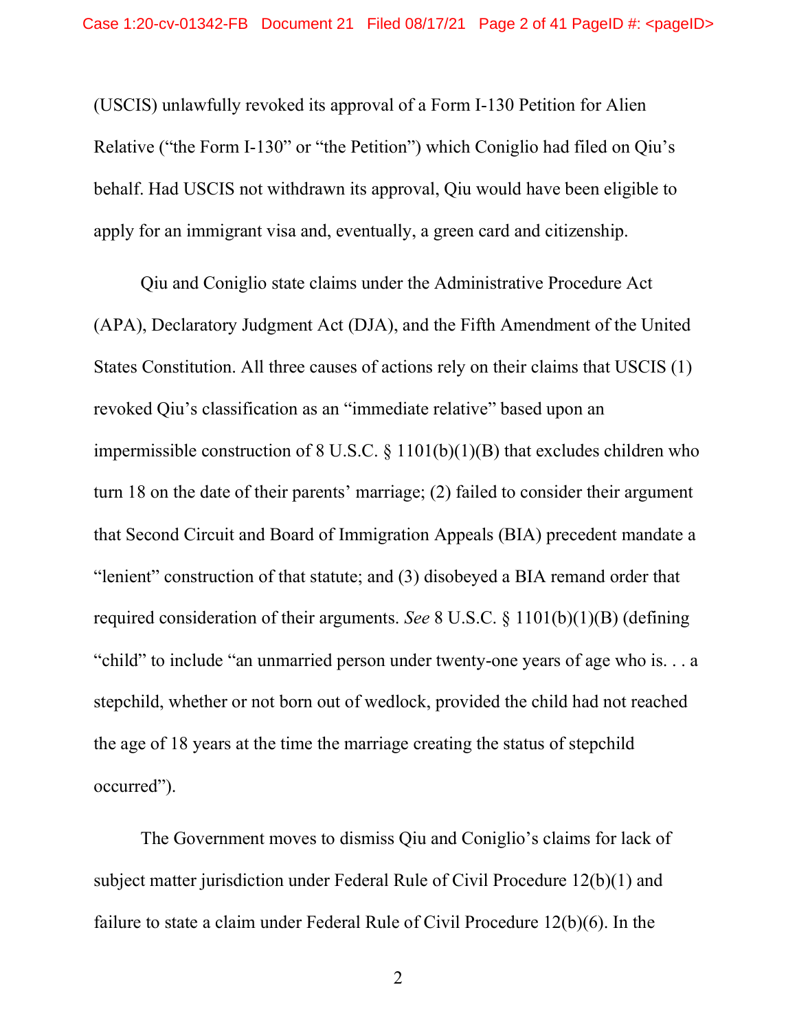(USCIS) unlawfully revoked its approval of a Form I-130 Petition for Alien Relative ("the Form I-130" or "the Petition") which Coniglio had filed on Qiu's behalf. Had USCIS not withdrawn its approval, Qiu would have been eligible to apply for an immigrant visa and, eventually, a green card and citizenship.

Qiu and Coniglio state claims under the Administrative Procedure Act (APA), Declaratory Judgment Act (DJA), and the Fifth Amendment of the United States Constitution. All three causes of actions rely on their claims that USCIS (1) revoked Qiu's classification as an "immediate relative" based upon an impermissible construction of 8 U.S.C. § 1101(b)(1)(B) that excludes children who turn 18 on the date of their parents' marriage; (2) failed to consider their argument that Second Circuit and Board of Immigration Appeals (BIA) precedent mandate a "lenient" construction of that statute; and (3) disobeyed a BIA remand order that required consideration of their arguments. *See* 8 U.S.C. § 1101(b)(1)(B) (defining "child" to include "an unmarried person under twenty-one years of age who is. . . a stepchild, whether or not born out of wedlock, provided the child had not reached the age of 18 years at the time the marriage creating the status of stepchild occurred").

The Government moves to dismiss Qiu and Coniglio's claims for lack of subject matter jurisdiction under Federal Rule of Civil Procedure 12(b)(1) and failure to state a claim under Federal Rule of Civil Procedure 12(b)(6). In the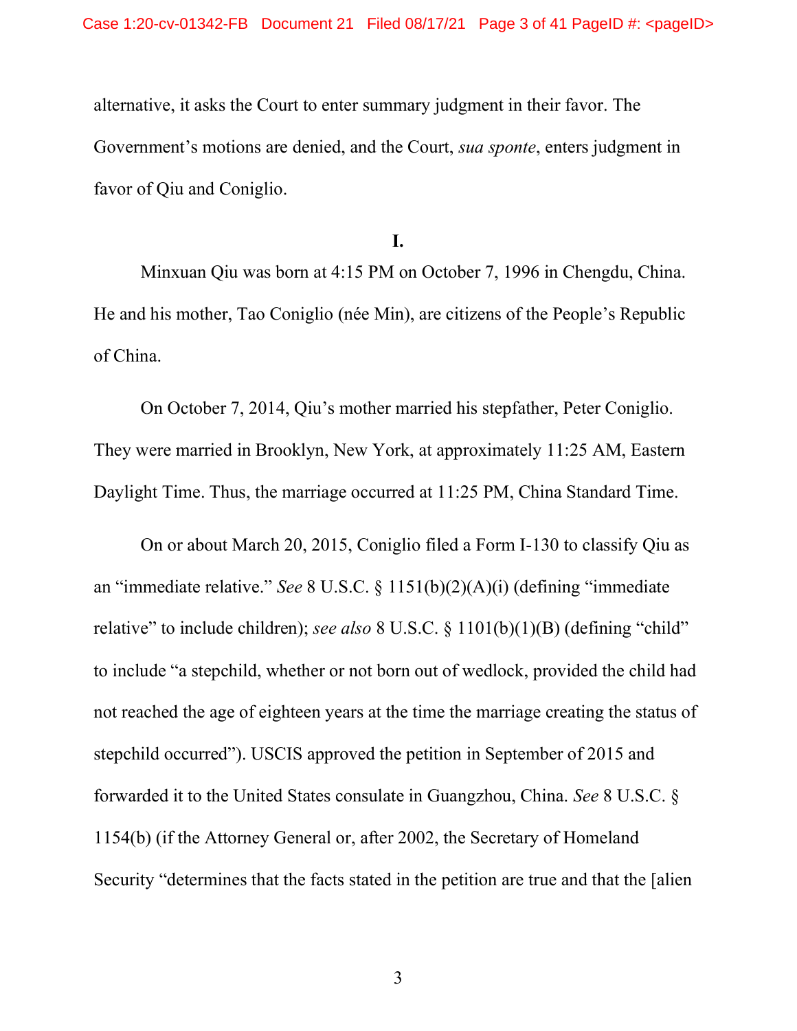alternative, it asks the Court to enter summary judgment in their favor. The Government's motions are denied, and the Court, *sua sponte*, enters judgment in favor of Qiu and Coniglio.

**I.**

Minxuan Qiu was born at 4:15 PM on October 7, 1996 in Chengdu, China. He and his mother, Tao Coniglio (née Min), are citizens of the People's Republic of China.

On October 7, 2014, Qiu's mother married his stepfather, Peter Coniglio. They were married in Brooklyn, New York, at approximately 11:25 AM, Eastern Daylight Time. Thus, the marriage occurred at 11:25 PM, China Standard Time.

On or about March 20, 2015, Coniglio filed a Form I-130 to classify Qiu as an "immediate relative." *See* 8 U.S.C. § 1151(b)(2)(A)(i) (defining "immediate relative" to include children); *see also* 8 U.S.C. § 1101(b)(1)(B) (defining "child" to include "a stepchild, whether or not born out of wedlock, provided the child had not reached the age of eighteen years at the time the marriage creating the status of stepchild occurred"). USCIS approved the petition in September of 2015 and forwarded it to the United States consulate in Guangzhou, China. *See* 8 U.S.C. § 1154(b) (if the Attorney General or, after 2002, the Secretary of Homeland Security "determines that the facts stated in the petition are true and that the [alien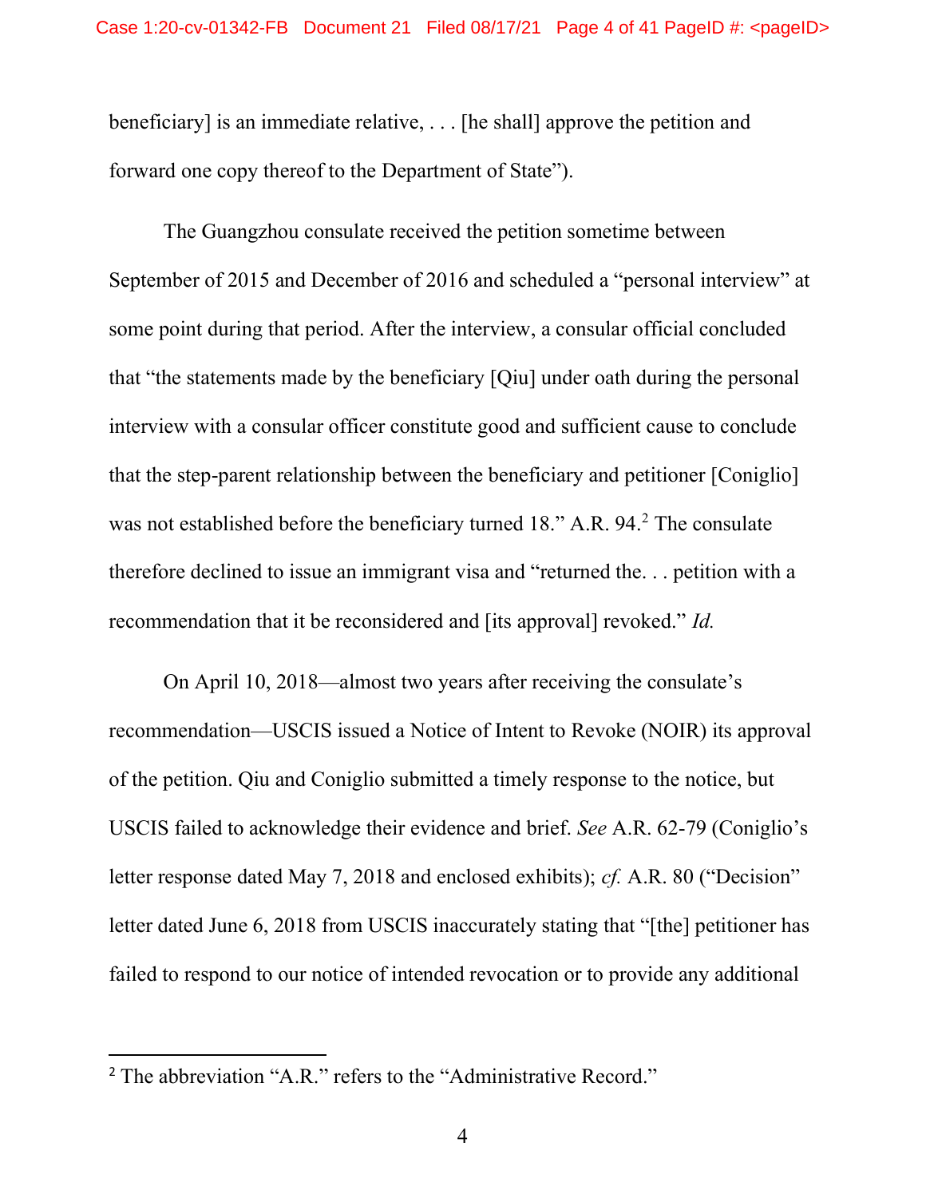beneficiary] is an immediate relative, . . . [he shall] approve the petition and forward one copy thereof to the Department of State").

The Guangzhou consulate received the petition sometime between September of 2015 and December of 2016 and scheduled a "personal interview" at some point during that period. After the interview, a consular official concluded that "the statements made by the beneficiary [Qiu] under oath during the personal interview with a consular officer constitute good and sufficient cause to conclude that the step-parent relationship between the beneficiary and petitioner [Coniglio] was not established before the beneficiary turned 18." A.R. 94.[2] The consulate therefore declined to issue an immigrant visa and "returned the. . . petition with a recommendation that it be reconsidered and [its approval] revoked." *Id.*

On April 10, 2018—almost two years after receiving the consulate's recommendation—USCIS issued a Notice of Intent to Revoke (NOIR) its approval of the petition. Qiu and Coniglio submitted a timely response to the notice, but USCIS failed to acknowledge their evidence and brief. *See* A.R. 62-79 (Coniglio's letter response dated May 7, 2018 and enclosed exhibits); *cf.* A.R. 80 ("Decision" letter dated June 6, 2018 from USCIS inaccurately stating that "[the] petitioner has failed to respond to our notice of intended revocation or to provide any additional

[2] The abbreviation "A.R." refers to the "Administrative Record."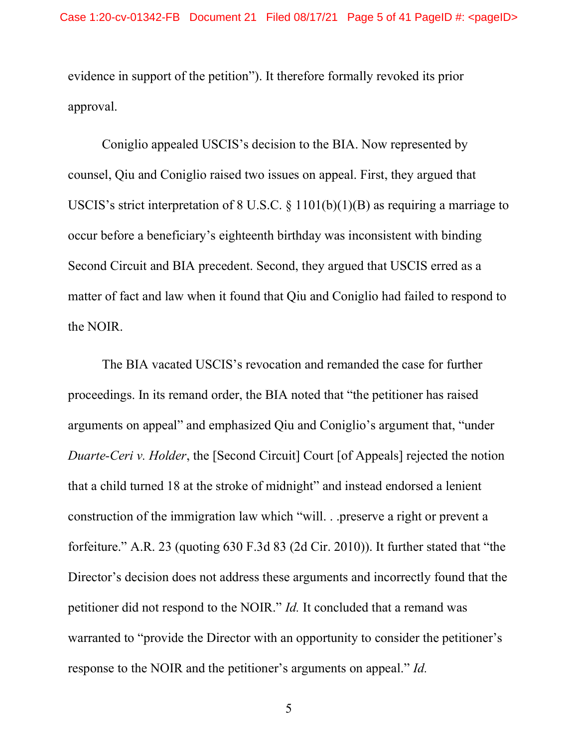evidence in support of the petition"). It therefore formally revoked its prior approval.

Coniglio appealed USCIS's decision to the BIA. Now represented by counsel, Qiu and Coniglio raised two issues on appeal. First, they argued that USCIS's strict interpretation of 8 U.S.C. § 1101(b)(1)(B) as requiring a marriage to occur before a beneficiary's eighteenth birthday was inconsistent with binding Second Circuit and BIA precedent. Second, they argued that USCIS erred as a matter of fact and law when it found that Qiu and Coniglio had failed to respond to the NOIR.

The BIA vacated USCIS's revocation and remanded the case for further proceedings. In its remand order, the BIA noted that "the petitioner has raised arguments on appeal" and emphasized Qiu and Coniglio's argument that, "under *Duarte-Ceri v. Holder*, the [Second Circuit] Court [of Appeals] rejected the notion that a child turned 18 at the stroke of midnight" and instead endorsed a lenient construction of the immigration law which "will. . .preserve a right or prevent a forfeiture." A.R. 23 (quoting 630 F.3d 83 (2d Cir. 2010)). It further stated that "the Director's decision does not address these arguments and incorrectly found that the petitioner did not respond to the NOIR." *Id.* It concluded that a remand was warranted to "provide the Director with an opportunity to consider the petitioner's response to the NOIR and the petitioner's arguments on appeal." *Id.*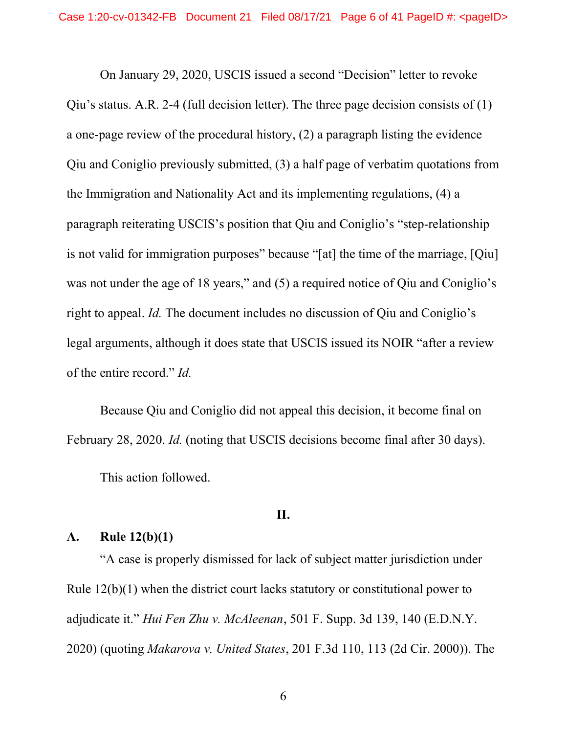On January 29, 2020, USCIS issued a second "Decision" letter to revoke Qiu's status. A.R. 2-4 (full decision letter). The three page decision consists of (1) a one-page review of the procedural history, (2) a paragraph listing the evidence Qiu and Coniglio previously submitted, (3) a half page of verbatim quotations from the Immigration and Nationality Act and its implementing regulations, (4) a paragraph reiterating USCIS's position that Qiu and Coniglio's "step-relationship is not valid for immigration purposes" because "[at] the time of the marriage, [Qiu] was not under the age of 18 years," and (5) a required notice of Qiu and Coniglio's right to appeal. *Id.* The document includes no discussion of Qiu and Coniglio's legal arguments, although it does state that USCIS issued its NOIR "after a review of the entire record." *Id.*

Because Qiu and Coniglio did not appeal this decision, it become final on February 28, 2020. *Id.* (noting that USCIS decisions become final after 30 days).

This action followed.

## II.

### A. Rule 12(b)(1)

"A case is properly dismissed for lack of subject matter jurisdiction under Rule 12(b)(1) when the district court lacks statutory or constitutional power to adjudicate it." *Hui Fen Zhu v. McAleenan*, 501 F. Supp. 3d 139, 140 (E.D.N.Y. 2020) (quoting *Makarova v. United States*, 201 F.3d 110, 113 (2d Cir. 2000)). The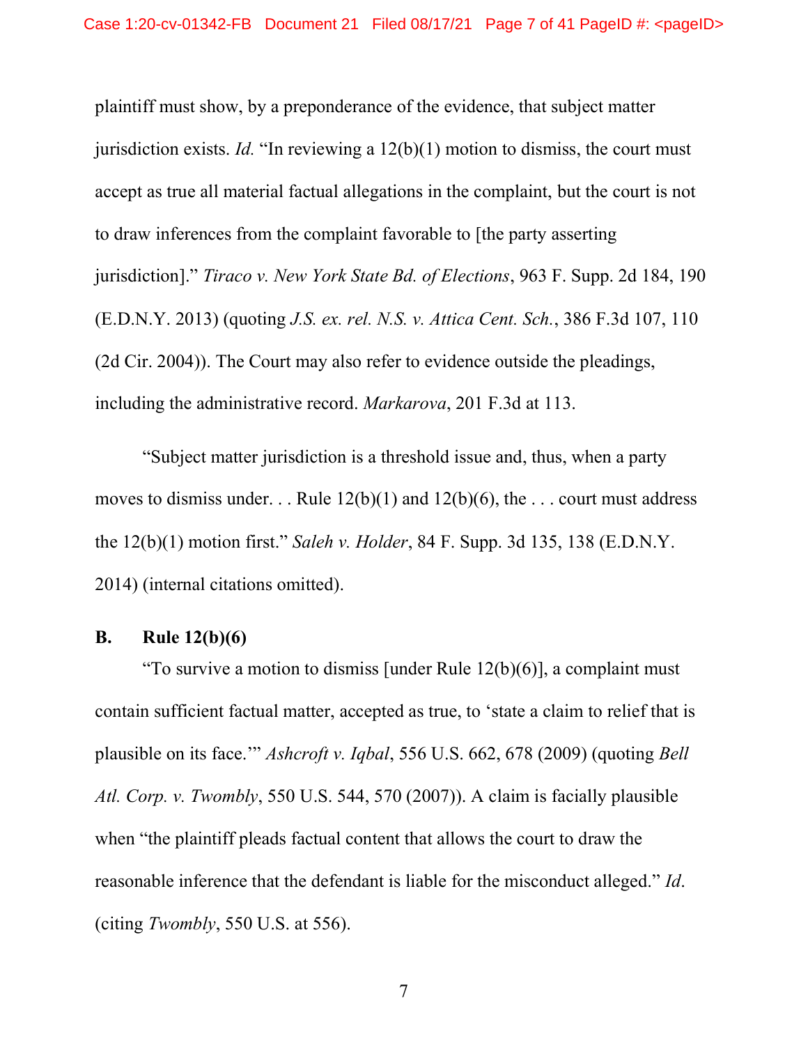plaintiff must show, by a preponderance of the evidence, that subject matter jurisdiction exists. *Id.* "In reviewing a 12(b)(1) motion to dismiss, the court must accept as true all material factual allegations in the complaint, but the court is not to draw inferences from the complaint favorable to [the party asserting jurisdiction]." *Tiraco v. New York State Bd. of Elections*, 963 F. Supp. 2d 184, 190 (E.D.N.Y. 2013) (quoting *J.S. ex. rel. N.S. v. Attica Cent. Sch.*, 386 F.3d 107, 110 (2d Cir. 2004)). The Court may also refer to evidence outside the pleadings, including the administrative record. *Markarova*, 201 F.3d at 113.

"Subject matter jurisdiction is a threshold issue and, thus, when a party moves to dismiss under. . . Rule 12(b)(1) and 12(b)(6), the . . . court must address the 12(b)(1) motion first." *Saleh v. Holder*, 84 F. Supp. 3d 135, 138 (E.D.N.Y. 2014) (internal citations omitted).

**B. Rule 12(b)(6)**

"To survive a motion to dismiss [under Rule 12(b)(6)], a complaint must contain sufficient factual matter, accepted as true, to 'state a claim to relief that is plausible on its face.'" *Ashcroft v. Iqbal*, 556 U.S. 662, 678 (2009) (quoting *Bell Atl. Corp. v. Twombly*, 550 U.S. 544, 570 (2007)). A claim is facially plausible when "the plaintiff pleads factual content that allows the court to draw the reasonable inference that the defendant is liable for the misconduct alleged." *Id.* (citing *Twombly*, 550 U.S. at 556).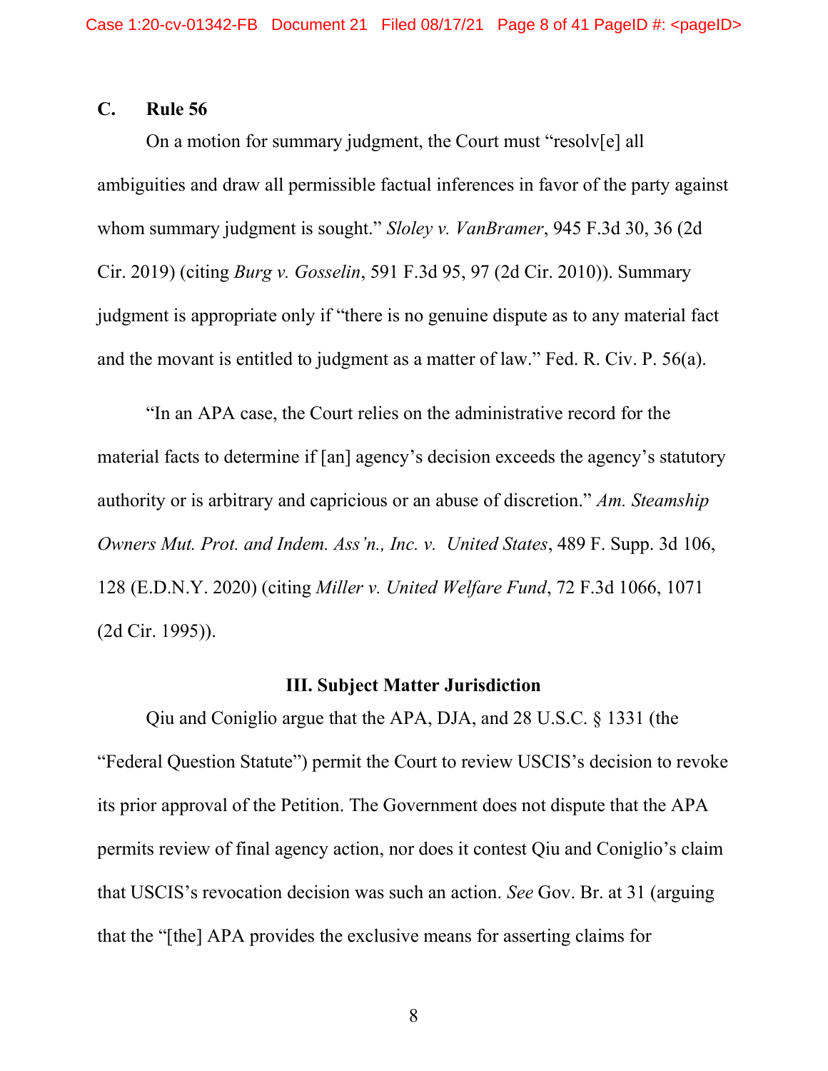### C. Rule 56

On a motion for summary judgment, the Court must "resolv[e] all ambiguities and draw all permissible factual inferences in favor of the party against whom summary judgment is sought." *Sloley v. VanBramer*, 945 F.3d 30, 36 (2d Cir. 2019) (citing *Burg v. Gosselin*, 591 F.3d 95, 97 (2d Cir. 2010)). Summary judgment is appropriate only if "there is no genuine dispute as to any material fact and the movant is entitled to judgment as a matter of law." Fed. R. Civ. P. 56(a).

"In an APA case, the Court relies on the administrative record for the material facts to determine if [an] agency's decision exceeds the agency's statutory authority or is arbitrary and capricious or an abuse of discretion." *Am. Steamship Owners Mut. Prot. and Indem. Ass'n., Inc. v. United States*, 489 F. Supp. 3d 106, 128 (E.D.N.Y. 2020) (citing *Miller v. United Welfare Fund*, 72 F.3d 1066, 1071 (2d Cir. 1995)).

## III. Subject Matter Jurisdiction

Qiu and Coniglio argue that the APA, DJA, and 28 U.S.C. § 1331 (the "Federal Question Statute") permit the Court to review USCIS's decision to revoke its prior approval of the Petition. The Government does not dispute that the APA permits review of final agency action, nor does it contest Qiu and Coniglio's claim that USCIS's revocation decision was such an action. *See* Gov. Br. at 31 (arguing that the "[the] APA provides the exclusive means for asserting claims for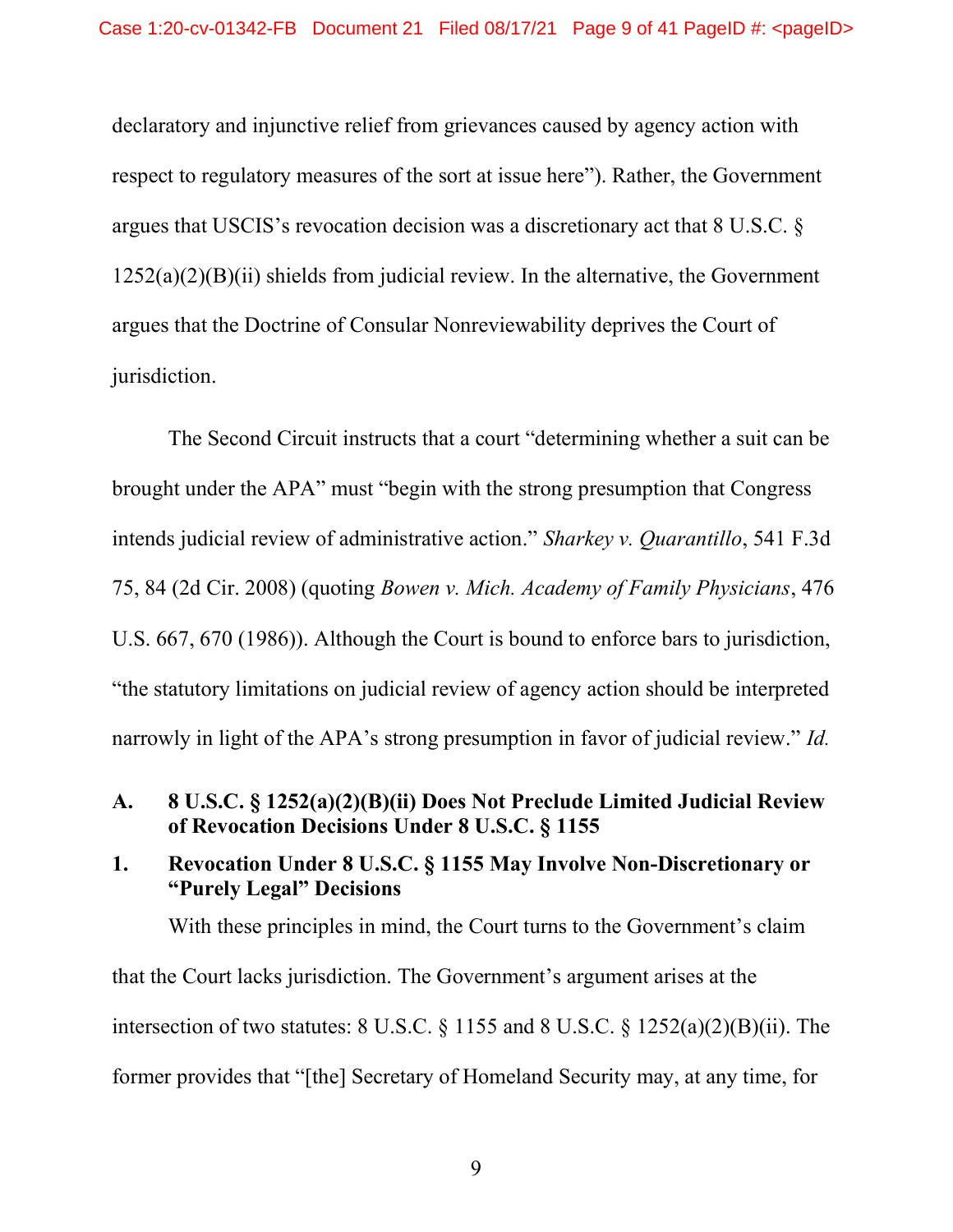declaratory and injunctive relief from grievances caused by agency action with respect to regulatory measures of the sort at issue here"). Rather, the Government argues that USCIS's revocation decision was a discretionary act that 8 U.S.C. § 1252(a)(2)(B)(ii) shields from judicial review. In the alternative, the Government argues that the Doctrine of Consular Nonreviewability deprives the Court of jurisdiction.

The Second Circuit instructs that a court "determining whether a suit can be brought under the APA" must "begin with the strong presumption that Congress intends judicial review of administrative action." *Sharkey v. Quarantillo*, 541 F.3d 75, 84 (2d Cir. 2008) (quoting *Bowen v. Mich. Academy of Family Physicians*, 476 U.S. 667, 670 (1986)). Although the Court is bound to enforce bars to jurisdiction, "the statutory limitations on judicial review of agency action should be interpreted narrowly in light of the APA's strong presumption in favor of judicial review." *Id.*

### A. 8 U.S.C. § 1252(a)(2)(B)(ii) Does Not Preclude Limited Judicial Review of Revocation Decisions Under 8 U.S.C. § 1155

#### 1. Revocation Under 8 U.S.C. § 1155 May Involve Non-Discretionary or "Purely Legal" Decisions

With these principles in mind, the Court turns to the Government's claim that the Court lacks jurisdiction. The Government's argument arises at the intersection of two statutes: 8 U.S.C. § 1155 and 8 U.S.C. § 1252(a)(2)(B)(ii). The former provides that "[the] Secretary of Homeland Security may, at any time, for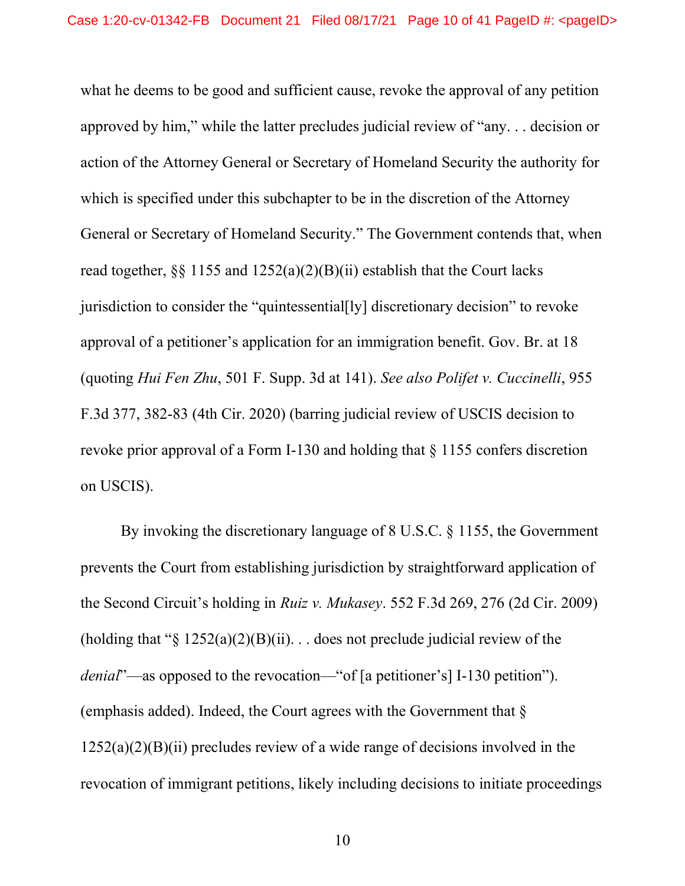what he deems to be good and sufficient cause, revoke the approval of any petition approved by him," while the latter precludes judicial review of "any. . . decision or action of the Attorney General or Secretary of Homeland Security the authority for which is specified under this subchapter to be in the discretion of the Attorney General or Secretary of Homeland Security." The Government contends that, when read together, §§ 1155 and 1252(a)(2)(B)(ii) establish that the Court lacks jurisdiction to consider the "quintessential[ly] discretionary decision" to revoke approval of a petitioner's application for an immigration benefit. Gov. Br. at 18 (quoting *Hui Fen Zhu*, 501 F. Supp. 3d at 141). *See also Polifet v. Cuccinelli*, 955 F.3d 377, 382-83 (4th Cir. 2020) (barring judicial review of USCIS decision to revoke prior approval of a Form I-130 and holding that § 1155 confers discretion on USCIS).

By invoking the discretionary language of 8 U.S.C. § 1155, the Government prevents the Court from establishing jurisdiction by straightforward application of the Second Circuit's holding in *Ruiz v. Mukasey*. 552 F.3d 269, 276 (2d Cir. 2009) (holding that "§ 1252(a)(2)(B)(ii). . . does not preclude judicial review of the *denial*"—as opposed to the revocation—"of [a petitioner's] I-130 petition"). (emphasis added). Indeed, the Court agrees with the Government that § 1252(a)(2)(B)(ii) precludes review of a wide range of decisions involved in the revocation of immigrant petitions, likely including decisions to initiate proceedings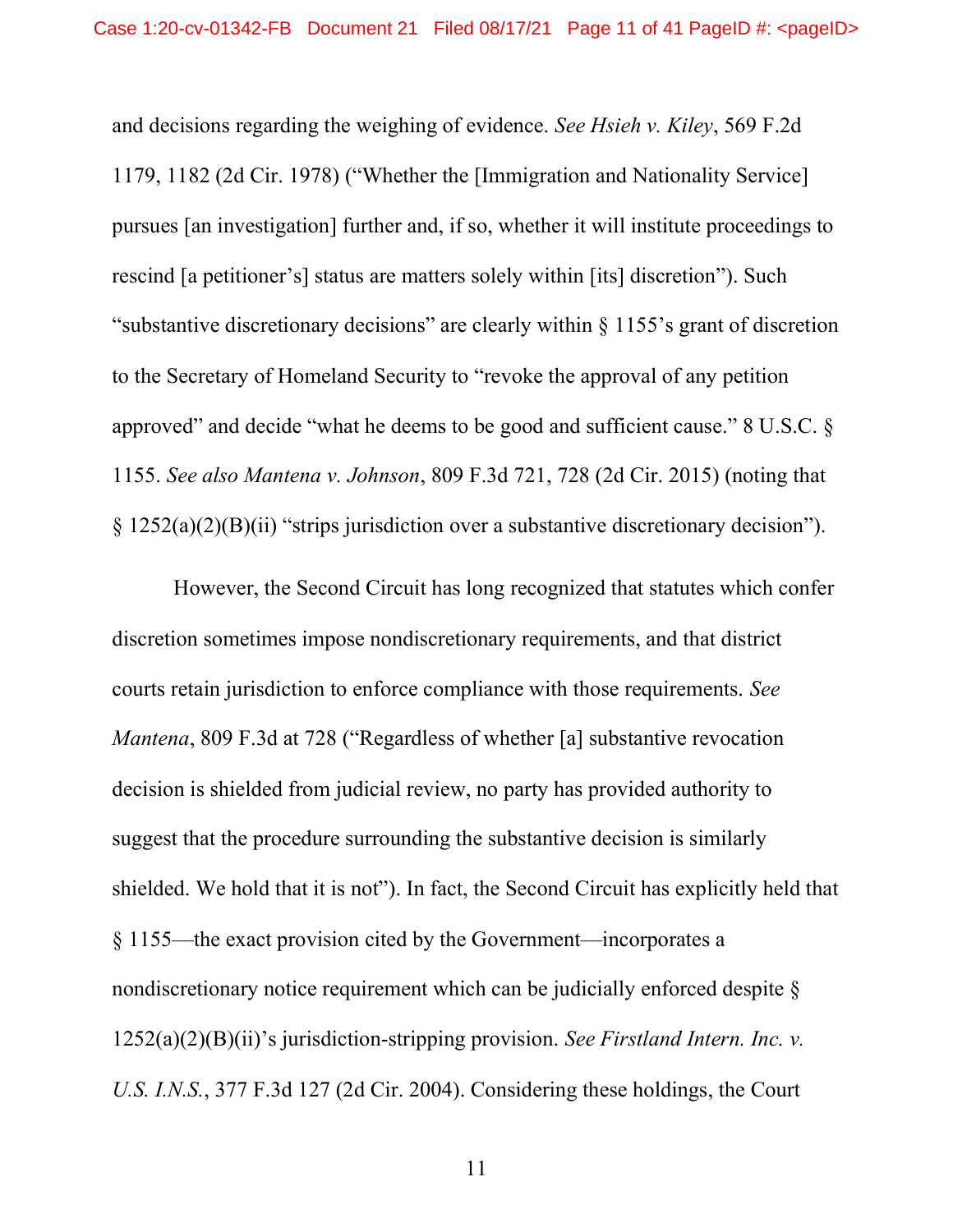and decisions regarding the weighing of evidence. *See Hsieh v. Kiley*, 569 F.2d 1179, 1182 (2d Cir. 1978) ("Whether the [Immigration and Nationality Service] pursues [an investigation] further and, if so, whether it will institute proceedings to rescind [a petitioner's] status are matters solely within [its] discretion"). Such "substantive discretionary decisions" are clearly within § 1155's grant of discretion to the Secretary of Homeland Security to "revoke the approval of any petition approved" and decide "what he deems to be good and sufficient cause." 8 U.S.C. § 1155. *See also Mantena v. Johnson*, 809 F.3d 721, 728 (2d Cir. 2015) (noting that § 1252(a)(2)(B)(ii) "strips jurisdiction over a substantive discretionary decision").

However, the Second Circuit has long recognized that statutes which confer discretion sometimes impose nondiscretionary requirements, and that district courts retain jurisdiction to enforce compliance with those requirements. *See Mantena*, 809 F.3d at 728 ("Regardless of whether [a] substantive revocation decision is shielded from judicial review, no party has provided authority to suggest that the procedure surrounding the substantive decision is similarly shielded. We hold that it is not"). In fact, the Second Circuit has explicitly held that § 1155—the exact provision cited by the Government—incorporates a nondiscretionary notice requirement which can be judicially enforced despite § 1252(a)(2)(B)(ii)'s jurisdiction-stripping provision. *See Firstland Intern. Inc. v. U.S. I.N.S.*, 377 F.3d 127 (2d Cir. 2004). Considering these holdings, the Court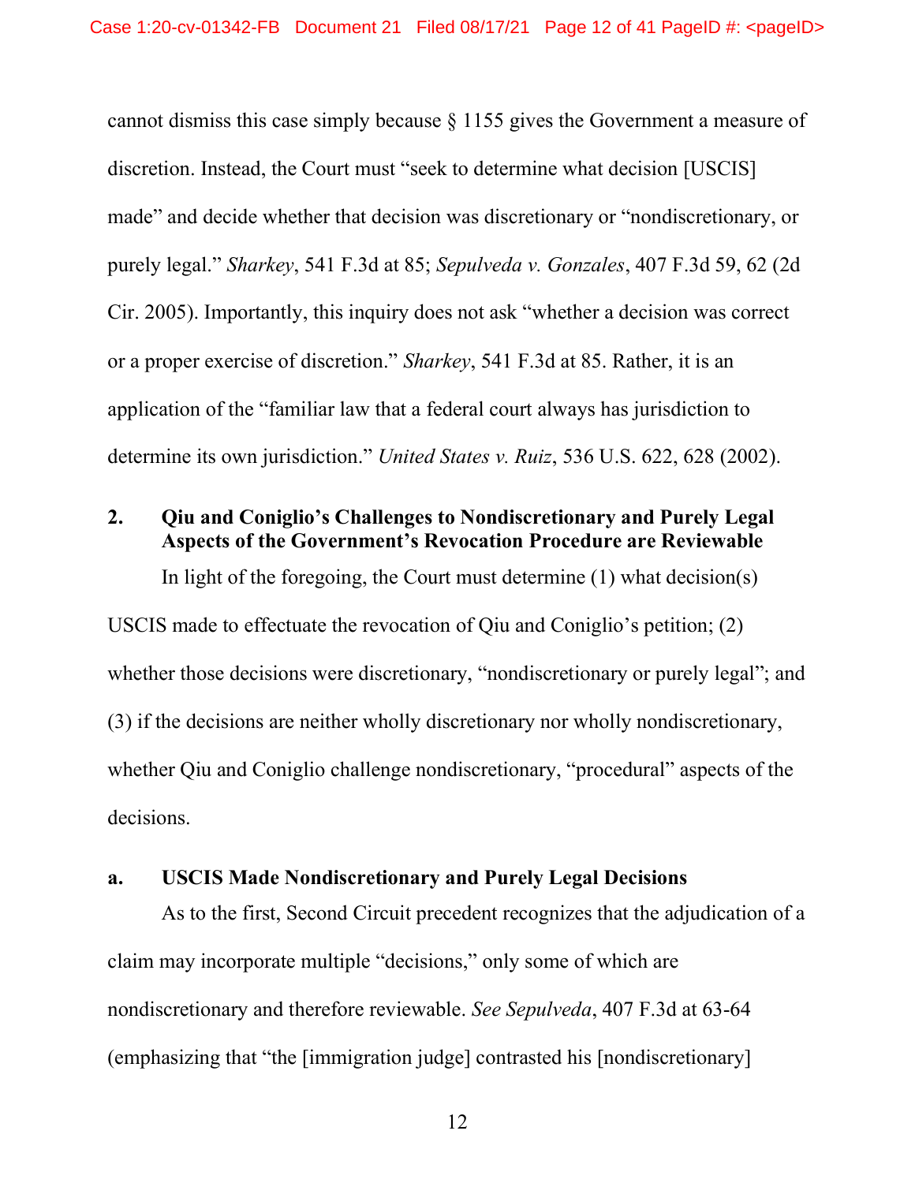cannot dismiss this case simply because § 1155 gives the Government a measure of discretion. Instead, the Court must "seek to determine what decision [USCIS] made" and decide whether that decision was discretionary or "nondiscretionary, or purely legal." *Sharkey*, 541 F.3d at 85; *Sepulveda v. Gonzales*, 407 F.3d 59, 62 (2d Cir. 2005). Importantly, this inquiry does not ask "whether a decision was correct or a proper exercise of discretion." *Sharkey*, 541 F.3d at 85. Rather, it is an application of the "familiar law that a federal court always has jurisdiction to determine its own jurisdiction." *United States v. Ruiz*, 536 U.S. 622, 628 (2002).

**2. Qiu and Coniglio's Challenges to Nondiscretionary and Purely Legal Aspects of the Government's Revocation Procedure are Reviewable**

In light of the foregoing, the Court must determine (1) what decision(s) USCIS made to effectuate the revocation of Qiu and Coniglio's petition; (2) whether those decisions were discretionary, "nondiscretionary or purely legal"; and (3) if the decisions are neither wholly discretionary nor wholly nondiscretionary, whether Qiu and Coniglio challenge nondiscretionary, "procedural" aspects of the decisions.

**a. USCIS Made Nondiscretionary and Purely Legal Decisions**

As to the first, Second Circuit precedent recognizes that the adjudication of a claim may incorporate multiple "decisions," only some of which are nondiscretionary and therefore reviewable. *See Sepulveda*, 407 F.3d at 63-64 (emphasizing that "the [immigration judge] contrasted his [nondiscretionary]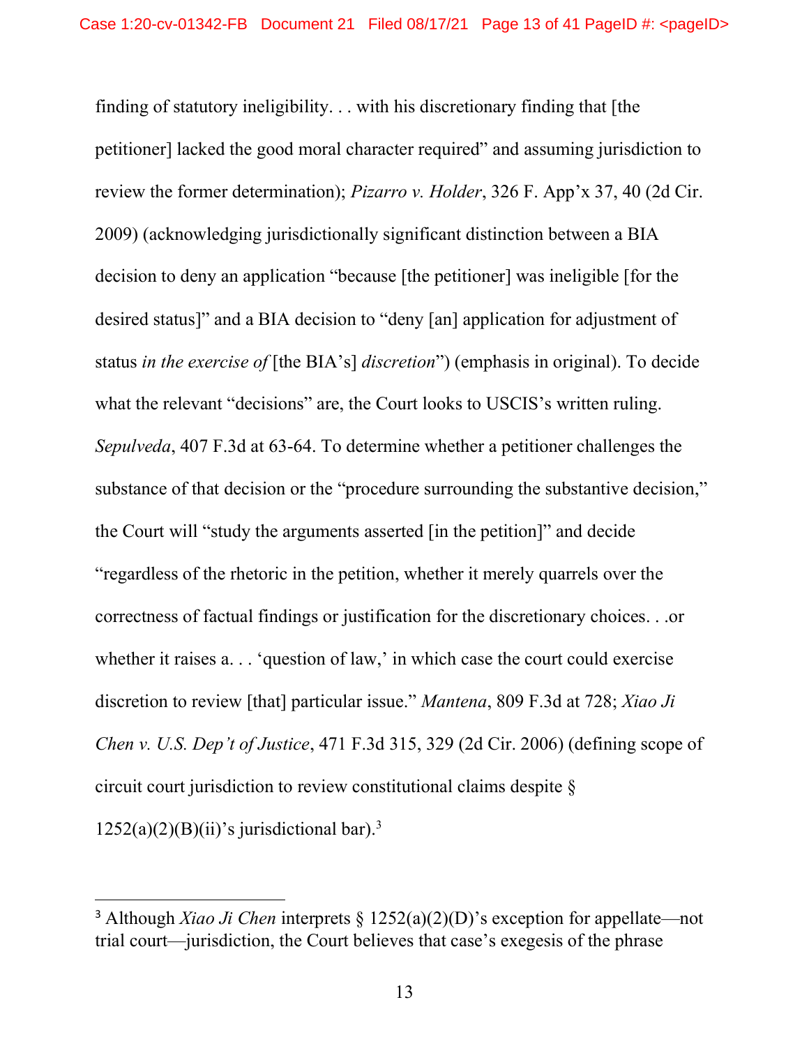finding of statutory ineligibility. . . with his discretionary finding that [the petitioner] lacked the good moral character required" and assuming jurisdiction to review the former determination); *Pizarro v. Holder*, 326 F. App'x 37, 40 (2d Cir. 2009) (acknowledging jurisdictionally significant distinction between a BIA decision to deny an application "because [the petitioner] was ineligible [for the desired status]" and a BIA decision to "deny [an] application for adjustment of status *in the exercise of* [the BIA's] *discretion*") (emphasis in original). To decide what the relevant "decisions" are, the Court looks to USCIS's written ruling. *Sepulveda*, 407 F.3d at 63-64. To determine whether a petitioner challenges the substance of that decision or the "procedure surrounding the substantive decision," the Court will "study the arguments asserted [in the petition]" and decide "regardless of the rhetoric in the petition, whether it merely quarrels over the correctness of factual findings or justification for the discretionary choices. . .or whether it raises a. . . 'question of law,' in which case the court could exercise discretion to review [that] particular issue." *Mantena*, 809 F.3d at 728; *Xiao Ji Chen v. U.S. Dep't of Justice*, 471 F.3d 315, 329 (2d Cir. 2006) (defining scope of circuit court jurisdiction to review constitutional claims despite § 1252(a)(2)(B)(ii)'s jurisdictional bar).[3]

[3] Although *Xiao Ji Chen* interprets § 1252(a)(2)(D)'s exception for appellate—not trial court—jurisdiction, the Court believes that case's exegesis of the phrase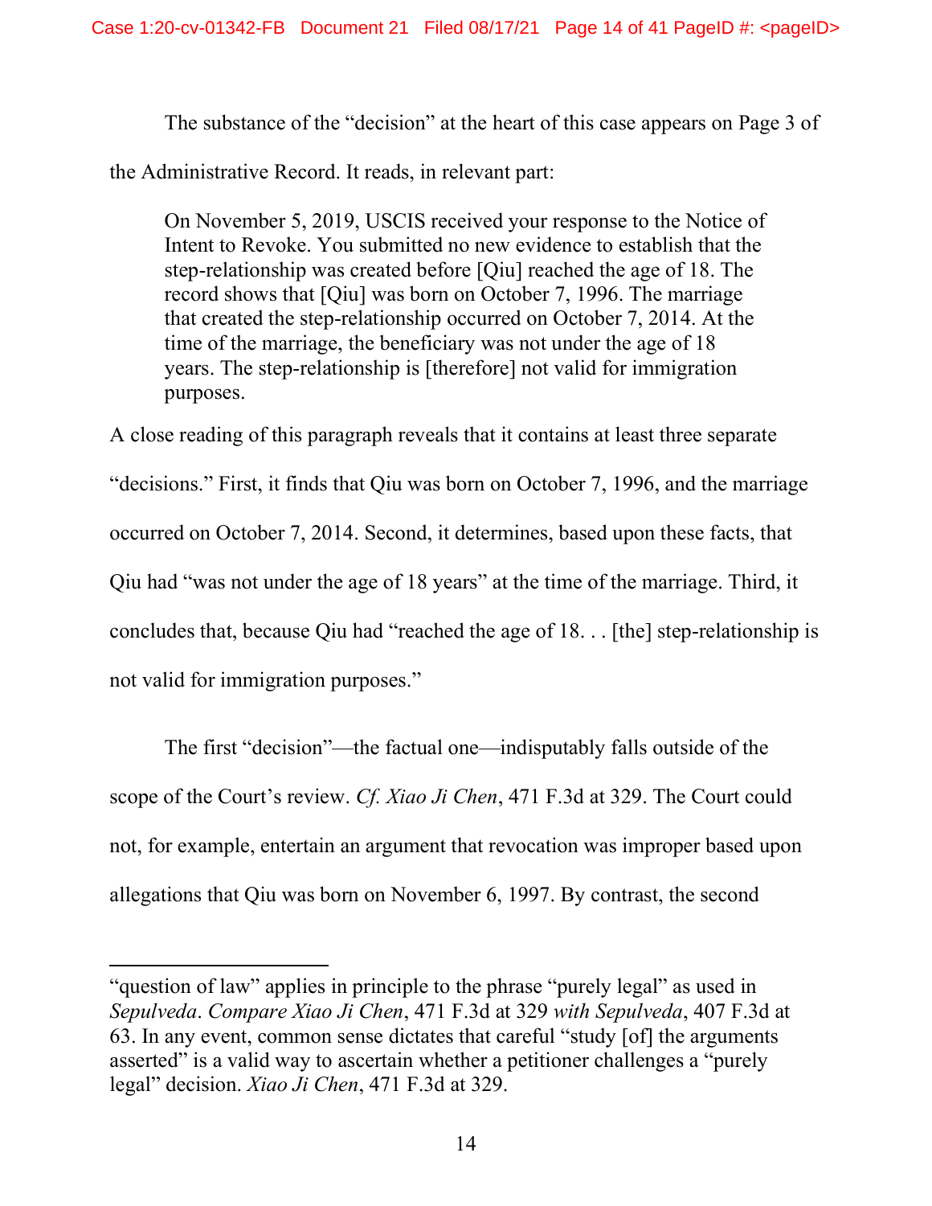The substance of the "decision" at the heart of this case appears on Page 3 of the Administrative Record. It reads, in relevant part:

> On November 5, 2019, USCIS received your response to the Notice of Intent to Revoke. You submitted no new evidence to establish that the step-relationship was created before [Qiu] reached the age of 18. The record shows that [Qiu] was born on October 7, 1996. The marriage that created the step-relationship occurred on October 7, 2014. At the time of the marriage, the beneficiary was not under the age of 18 years. The step-relationship is [therefore] not valid for immigration purposes.

A close reading of this paragraph reveals that it contains at least three separate "decisions." First, it finds that Qiu was born on October 7, 1996, and the marriage occurred on October 7, 2014. Second, it determines, based upon these facts, that Qiu had "was not under the age of 18 years" at the time of the marriage. Third, it concludes that, because Qiu had "reached the age of 18. . . [the] step-relationship is not valid for immigration purposes."

The first "decision"—the factual one—indisputably falls outside of the scope of the Court's review. *Cf. Xiao Ji Chen*, 471 F.3d at 329. The Court could not, for example, entertain an argument that revocation was improper based upon allegations that Qiu was born on November 6, 1997. By contrast, the second

"question of law" applies in principle to the phrase "purely legal" as used in *Sepulveda*. *Compare Xiao Ji Chen*, 471 F.3d at 329 *with Sepulveda*, 407 F.3d at 63. In any event, common sense dictates that careful "study [of] the arguments asserted" is a valid way to ascertain whether a petitioner challenges a "purely legal" decision. *Xiao Ji Chen*, 471 F.3d at 329.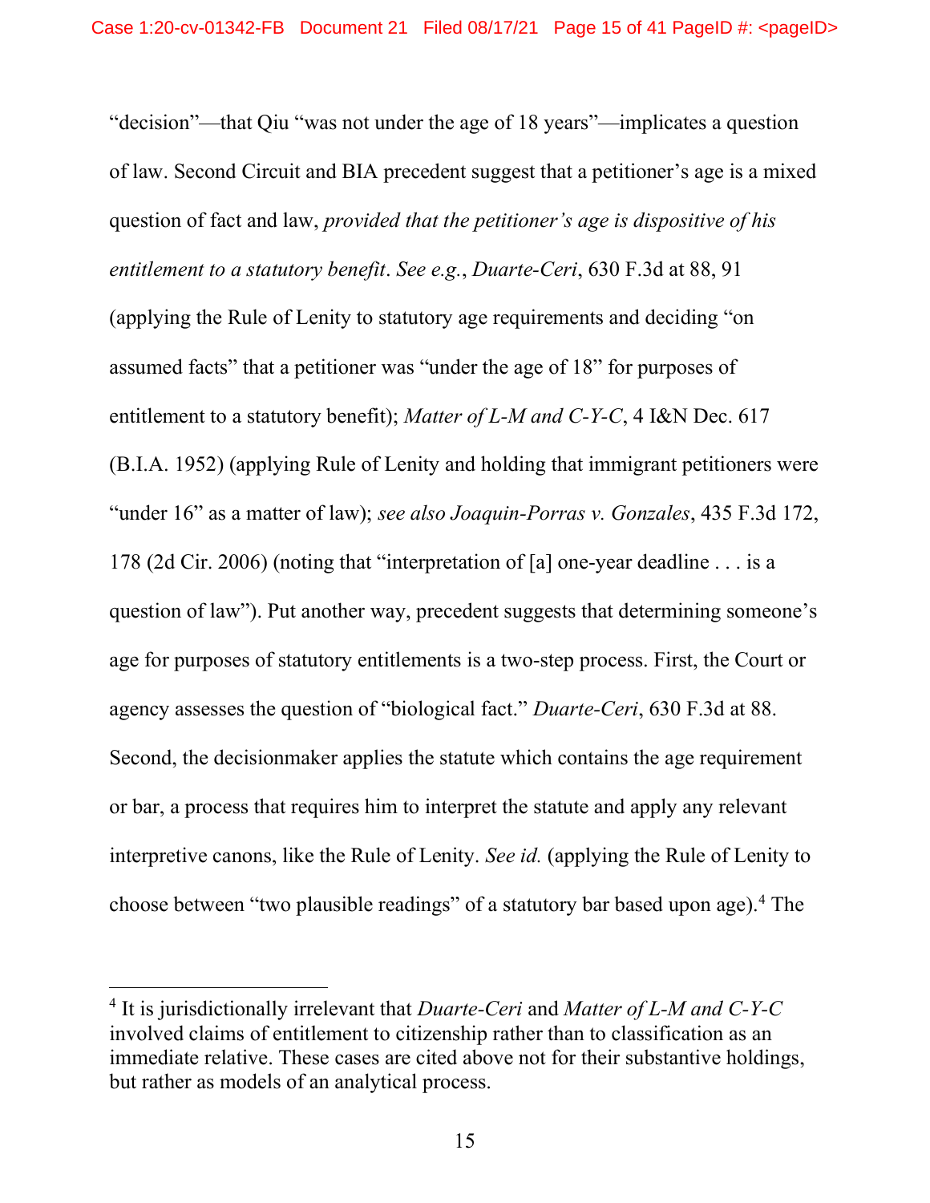"decision"—that Qiu "was not under the age of 18 years"—implicates a question of law. Second Circuit and BIA precedent suggest that a petitioner's age is a mixed question of fact and law, *provided that the petitioner's age is dispositive of his entitlement to a statutory benefit*. *See e.g.*, *Duarte-Ceri*, 630 F.3d at 88, 91 (applying the Rule of Lenity to statutory age requirements and deciding "on assumed facts" that a petitioner was "under the age of 18" for purposes of entitlement to a statutory benefit); *Matter of L-M and C-Y-C*, 4 I&N Dec. 617 (B.I.A. 1952) (applying Rule of Lenity and holding that immigrant petitioners were "under 16" as a matter of law); *see also Joaquin-Porras v. Gonzales*, 435 F.3d 172, 178 (2d Cir. 2006) (noting that "interpretation of [a] one-year deadline . . . is a question of law"). Put another way, precedent suggests that determining someone's age for purposes of statutory entitlements is a two-step process. First, the Court or agency assesses the question of "biological fact." *Duarte-Ceri*, 630 F.3d at 88. Second, the decisionmaker applies the statute which contains the age requirement or bar, a process that requires him to interpret the statute and apply any relevant interpretive canons, like the Rule of Lenity. *See id.* (applying the Rule of Lenity to choose between "two plausible readings" of a statutory bar based upon age).[4] The

---

[4] It is jurisdictionally irrelevant that *Duarte-Ceri* and *Matter of L-M and C-Y-C* involved claims of entitlement to citizenship rather than to classification as an immediate relative. These cases are cited above not for their substantive holdings, but rather as models of an analytical process.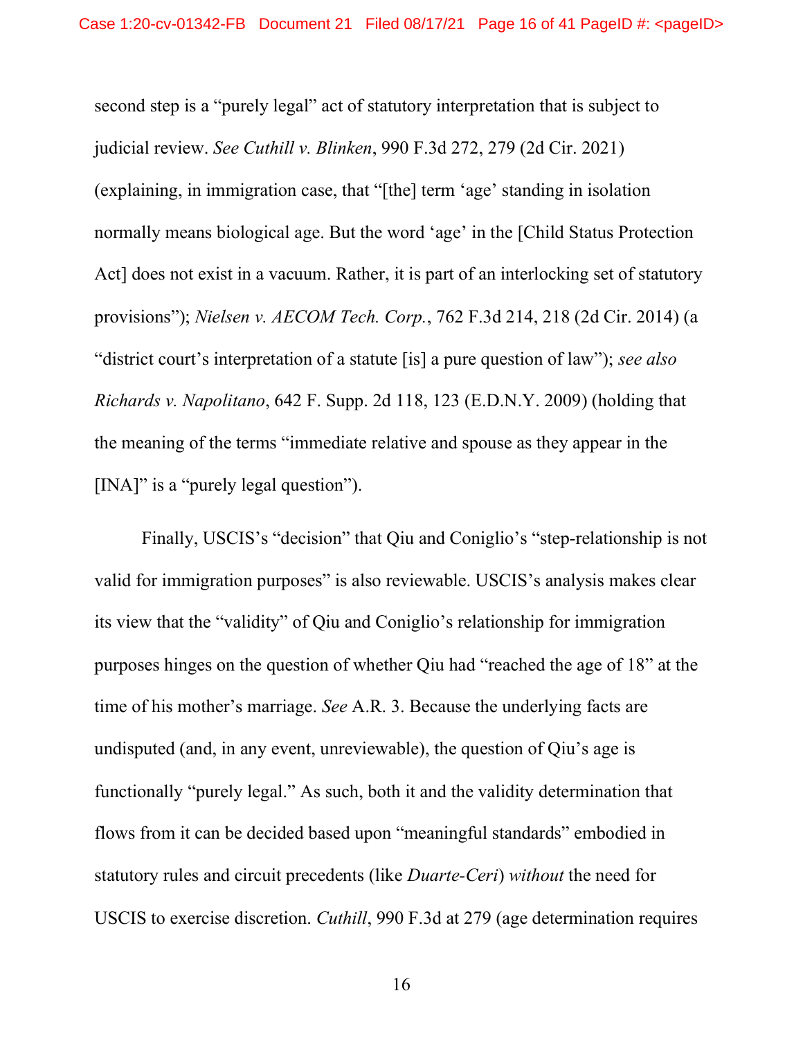second step is a "purely legal" act of statutory interpretation that is subject to judicial review. *See Cuthill v. Blinken*, 990 F.3d 272, 279 (2d Cir. 2021) (explaining, in immigration case, that "[the] term 'age' standing in isolation normally means biological age. But the word 'age' in the [Child Status Protection Act] does not exist in a vacuum. Rather, it is part of an interlocking set of statutory provisions"); *Nielsen v. AECOM Tech. Corp.*, 762 F.3d 214, 218 (2d Cir. 2014) (a "district court's interpretation of a statute [is] a pure question of law"); *see also Richards v. Napolitano*, 642 F. Supp. 2d 118, 123 (E.D.N.Y. 2009) (holding that the meaning of the terms "immediate relative and spouse as they appear in the [INA]" is a "purely legal question").

Finally, USCIS's "decision" that Qiu and Coniglio's "step-relationship is not valid for immigration purposes" is also reviewable. USCIS's analysis makes clear its view that the "validity" of Qiu and Coniglio's relationship for immigration purposes hinges on the question of whether Qiu had "reached the age of 18" at the time of his mother's marriage. *See* A.R. 3. Because the underlying facts are undisputed (and, in any event, unreviewable), the question of Qiu's age is functionally "purely legal." As such, both it and the validity determination that flows from it can be decided based upon "meaningful standards" embodied in statutory rules and circuit precedents (like *Duarte-Ceri*) *without* the need for USCIS to exercise discretion. *Cuthill*, 990 F.3d at 279 (age determination requires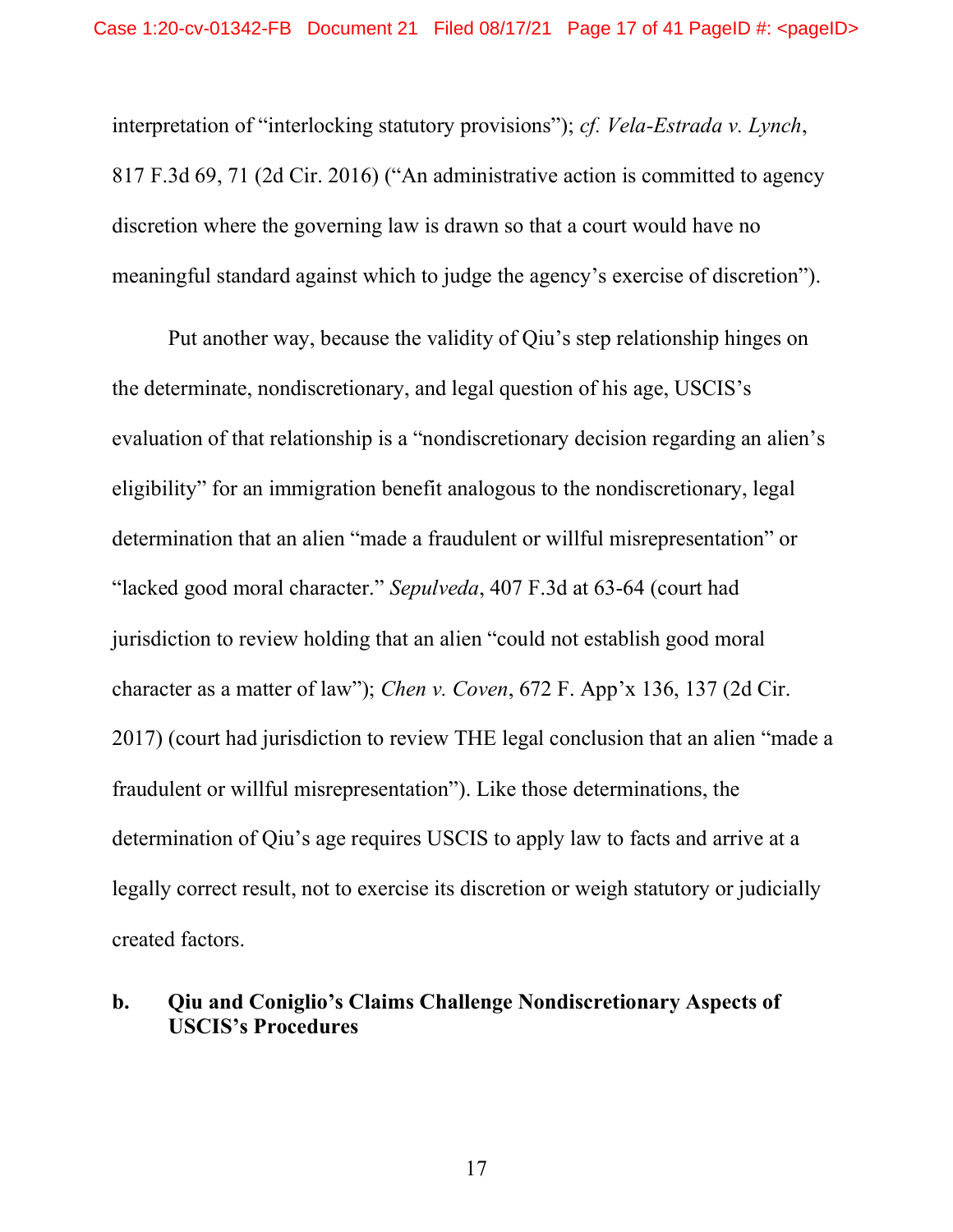interpretation of "interlocking statutory provisions"); *cf. Vela-Estrada v. Lynch*, 817 F.3d 69, 71 (2d Cir. 2016) ("An administrative action is committed to agency discretion where the governing law is drawn so that a court would have no meaningful standard against which to judge the agency's exercise of discretion").

Put another way, because the validity of Qiu's step relationship hinges on the determinate, nondiscretionary, and legal question of his age, USCIS's evaluation of that relationship is a "nondiscretionary decision regarding an alien's eligibility" for an immigration benefit analogous to the nondiscretionary, legal determination that an alien "made a fraudulent or willful misrepresentation" or "lacked good moral character." *Sepulveda*, 407 F.3d at 63-64 (court had jurisdiction to review holding that an alien "could not establish good moral character as a matter of law"); *Chen v. Coven*, 672 F. App'x 136, 137 (2d Cir. 2017) (court had jurisdiction to review THE legal conclusion that an alien "made a fraudulent or willful misrepresentation"). Like those determinations, the determination of Qiu's age requires USCIS to apply law to facts and arrive at a legally correct result, not to exercise its discretion or weigh statutory or judicially created factors.

### b. Qiu and Coniglio's Claims Challenge Nondiscretionary Aspects of USCIS's Procedures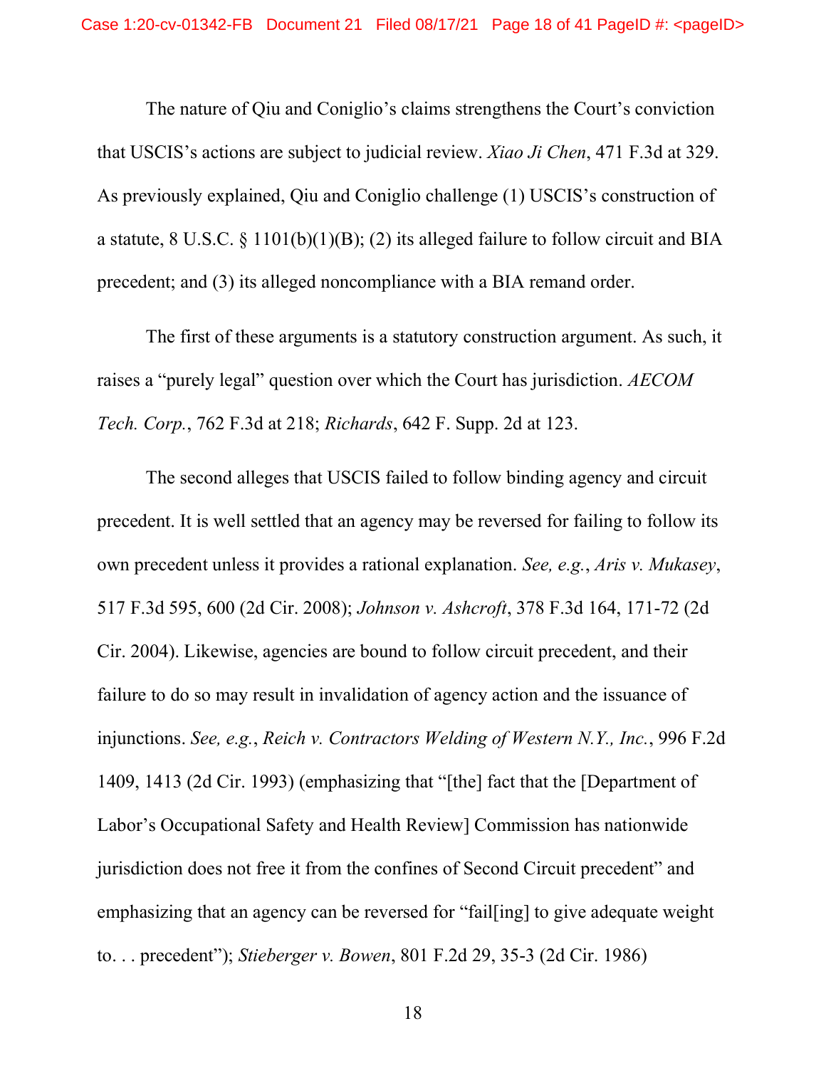The nature of Qiu and Coniglio's claims strengthens the Court's conviction that USCIS's actions are subject to judicial review. *Xiao Ji Chen*, 471 F.3d at 329. As previously explained, Qiu and Coniglio challenge (1) USCIS's construction of a statute, 8 U.S.C. § 1101(b)(1)(B); (2) its alleged failure to follow circuit and BIA precedent; and (3) its alleged noncompliance with a BIA remand order.

The first of these arguments is a statutory construction argument. As such, it raises a "purely legal" question over which the Court has jurisdiction. *AECOM Tech. Corp.*, 762 F.3d at 218; *Richards*, 642 F. Supp. 2d at 123.

The second alleges that USCIS failed to follow binding agency and circuit precedent. It is well settled that an agency may be reversed for failing to follow its own precedent unless it provides a rational explanation. *See, e.g.*, *Aris v. Mukasey*, 517 F.3d 595, 600 (2d Cir. 2008); *Johnson v. Ashcroft*, 378 F.3d 164, 171-72 (2d Cir. 2004). Likewise, agencies are bound to follow circuit precedent, and their failure to do so may result in invalidation of agency action and the issuance of injunctions. *See, e.g.*, *Reich v. Contractors Welding of Western N.Y., Inc.*, 996 F.2d 1409, 1413 (2d Cir. 1993) (emphasizing that "[the] fact that the [Department of Labor's Occupational Safety and Health Review] Commission has nationwide jurisdiction does not free it from the confines of Second Circuit precedent" and emphasizing that an agency can be reversed for "fail[ing] to give adequate weight to. . . precedent"); *Stieberger v. Bowen*, 801 F.2d 29, 35-3 (2d Cir. 1986)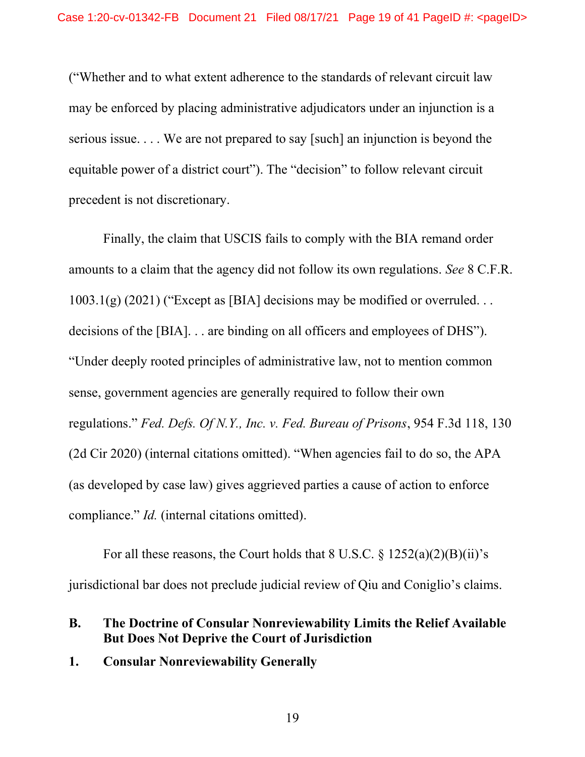("Whether and to what extent adherence to the standards of relevant circuit law may be enforced by placing administrative adjudicators under an injunction is a serious issue. . . . We are not prepared to say [such] an injunction is beyond the equitable power of a district court"). The "decision" to follow relevant circuit precedent is not discretionary.

Finally, the claim that USCIS fails to comply with the BIA remand order amounts to a claim that the agency did not follow its own regulations. *See* 8 C.F.R. 1003.1(g) (2021) ("Except as [BIA] decisions may be modified or overruled. . . decisions of the [BIA]. . . are binding on all officers and employees of DHS"). "Under deeply rooted principles of administrative law, not to mention common sense, government agencies are generally required to follow their own regulations." *Fed. Defs. Of N.Y., Inc. v. Fed. Bureau of Prisons*, 954 F.3d 118, 130 (2d Cir 2020) (internal citations omitted). "When agencies fail to do so, the APA (as developed by case law) gives aggrieved parties a cause of action to enforce compliance." *Id.* (internal citations omitted).

For all these reasons, the Court holds that 8 U.S.C. § 1252(a)(2)(B)(ii)'s jurisdictional bar does not preclude judicial review of Qiu and Coniglio's claims.

## B. The Doctrine of Consular Nonreviewability Limits the Relief Available But Does Not Deprive the Court of Jurisdiction

### 1. Consular Nonreviewability Generally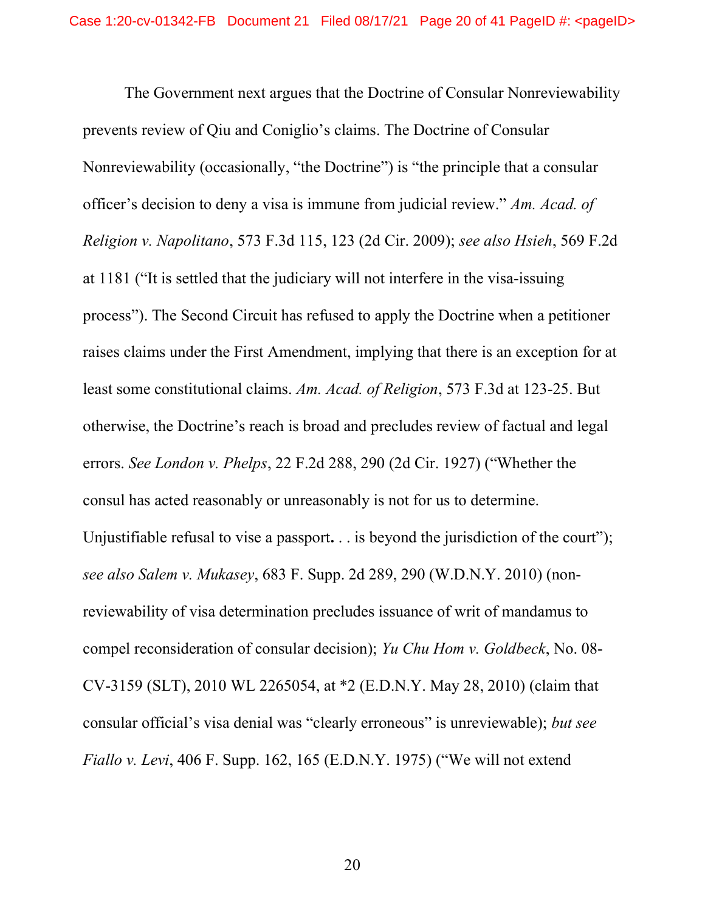The Government next argues that the Doctrine of Consular Nonreviewability prevents review of Qiu and Coniglio's claims. The Doctrine of Consular Nonreviewability (occasionally, "the Doctrine") is "the principle that a consular officer's decision to deny a visa is immune from judicial review." *Am. Acad. of Religion v. Napolitano*, 573 F.3d 115, 123 (2d Cir. 2009); *see also Hsieh*, 569 F.2d at 1181 ("It is settled that the judiciary will not interfere in the visa-issuing process"). The Second Circuit has refused to apply the Doctrine when a petitioner raises claims under the First Amendment, implying that there is an exception for at least some constitutional claims. *Am. Acad. of Religion*, 573 F.3d at 123-25. But otherwise, the Doctrine's reach is broad and precludes review of factual and legal errors. *See London v. Phelps*, 22 F.2d 288, 290 (2d Cir. 1927) ("Whether the consul has acted reasonably or unreasonably is not for us to determine. Unjustifiable refusal to vise a passport**.** . . is beyond the jurisdiction of the court"); *see also Salem v. Mukasey*, 683 F. Supp. 2d 289, 290 (W.D.N.Y. 2010) (non-reviewability of visa determination precludes issuance of writ of mandamus to compel reconsideration of consular decision); *Yu Chu Hom v. Goldbeck*, No. 08-CV-3159 (SLT), 2010 WL 2265054, at *2 (E.D.N.Y. May 28, 2010) (claim that consular official's visa denial was "clearly erroneous" is unreviewable); *but see Fiallo v. Levi*, 406 F. Supp. 162, 165 (E.D.N.Y. 1975) ("We will not extend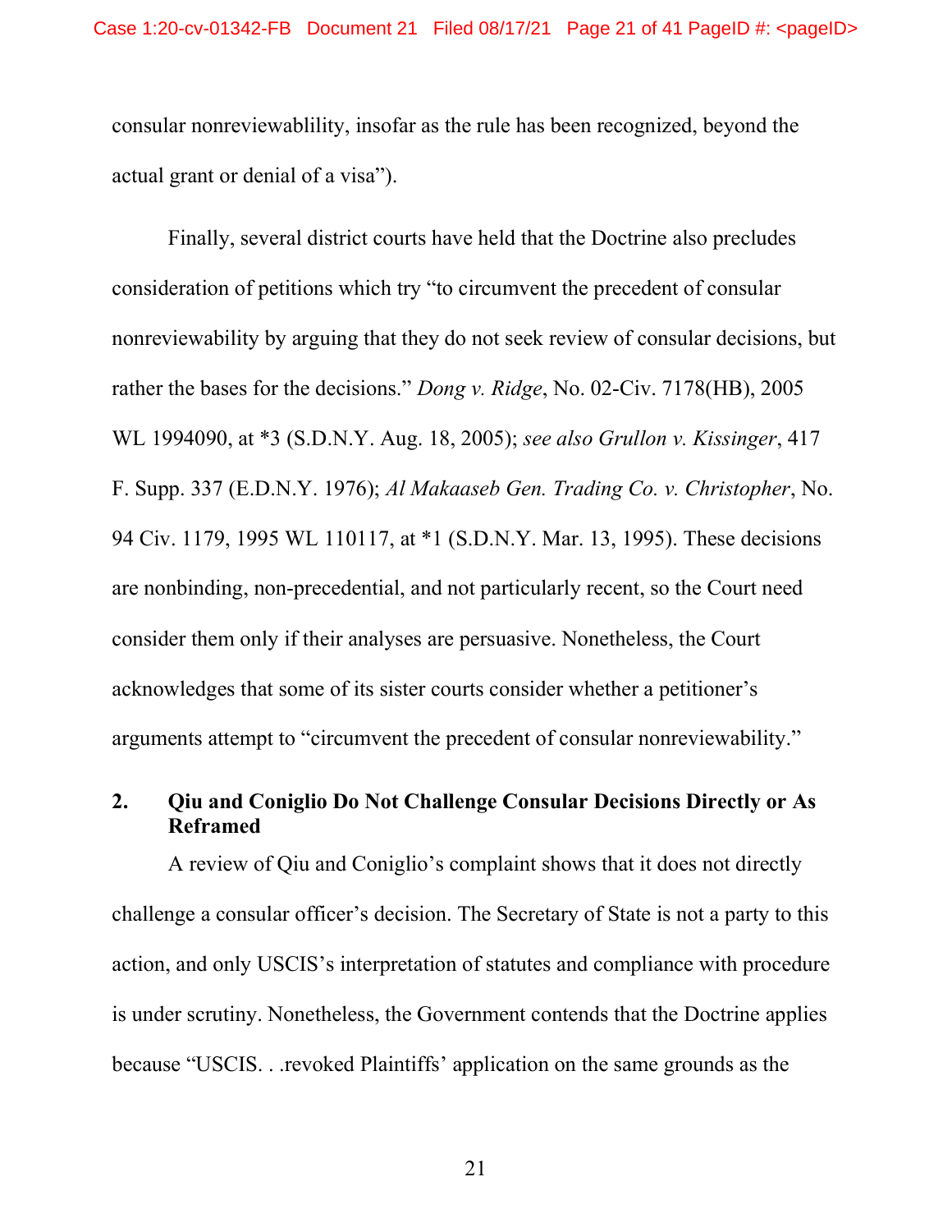consular nonreviewablility, insofar as the rule has been recognized, beyond the actual grant or denial of a visa").

Finally, several district courts have held that the Doctrine also precludes consideration of petitions which try "to circumvent the precedent of consular nonreviewability by arguing that they do not seek review of consular decisions, but rather the bases for the decisions." *Dong v. Ridge*, No. 02-Civ. 7178(HB), 2005 WL 1994090, at *3 (S.D.N.Y. Aug. 18, 2005); *see also Grullon v. Kissinger*, 417 F. Supp. 337 (E.D.N.Y. 1976); *Al Makaaseb Gen. Trading Co. v. Christopher*, No. 94 Civ. 1179, 1995 WL 110117, at *1 (S.D.N.Y. Mar. 13, 1995). These decisions are nonbinding, non-precedential, and not particularly recent, so the Court need consider them only if their analyses are persuasive. Nonetheless, the Court acknowledges that some of its sister courts consider whether a petitioner's arguments attempt to "circumvent the precedent of consular nonreviewability."

### 2. Qiu and Coniglio Do Not Challenge Consular Decisions Directly or As Reframed

A review of Qiu and Coniglio's complaint shows that it does not directly challenge a consular officer's decision. The Secretary of State is not a party to this action, and only USCIS's interpretation of statutes and compliance with procedure is under scrutiny. Nonetheless, the Government contends that the Doctrine applies because "USCIS. . .revoked Plaintiffs' application on the same grounds as the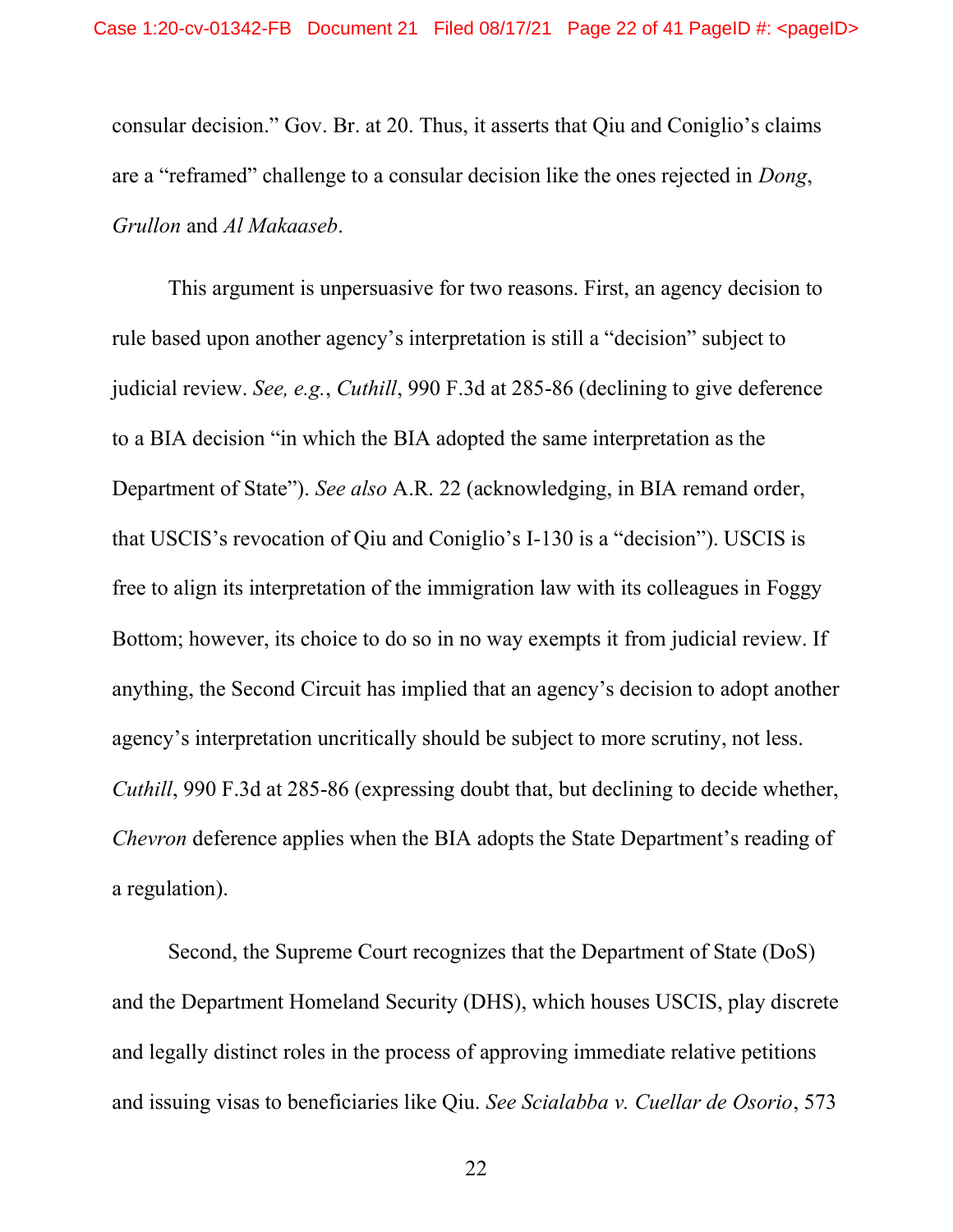consular decision." Gov. Br. at 20. Thus, it asserts that Qiu and Coniglio's claims are a "reframed" challenge to a consular decision like the ones rejected in *Dong*, *Grullon* and *Al Makaaseb*.

This argument is unpersuasive for two reasons. First, an agency decision to rule based upon another agency's interpretation is still a "decision" subject to judicial review. *See, e.g.*, *Cuthill*, 990 F.3d at 285-86 (declining to give deference to a BIA decision "in which the BIA adopted the same interpretation as the Department of State"). *See also* A.R. 22 (acknowledging, in BIA remand order, that USCIS's revocation of Qiu and Coniglio's I-130 is a "decision"). USCIS is free to align its interpretation of the immigration law with its colleagues in Foggy Bottom; however, its choice to do so in no way exempts it from judicial review. If anything, the Second Circuit has implied that an agency's decision to adopt another agency's interpretation uncritically should be subject to more scrutiny, not less. *Cuthill*, 990 F.3d at 285-86 (expressing doubt that, but declining to decide whether, *Chevron* deference applies when the BIA adopts the State Department's reading of a regulation).

Second, the Supreme Court recognizes that the Department of State (DoS) and the Department Homeland Security (DHS), which houses USCIS, play discrete and legally distinct roles in the process of approving immediate relative petitions and issuing visas to beneficiaries like Qiu. *See Scialabba v. Cuellar de Osorio*, 573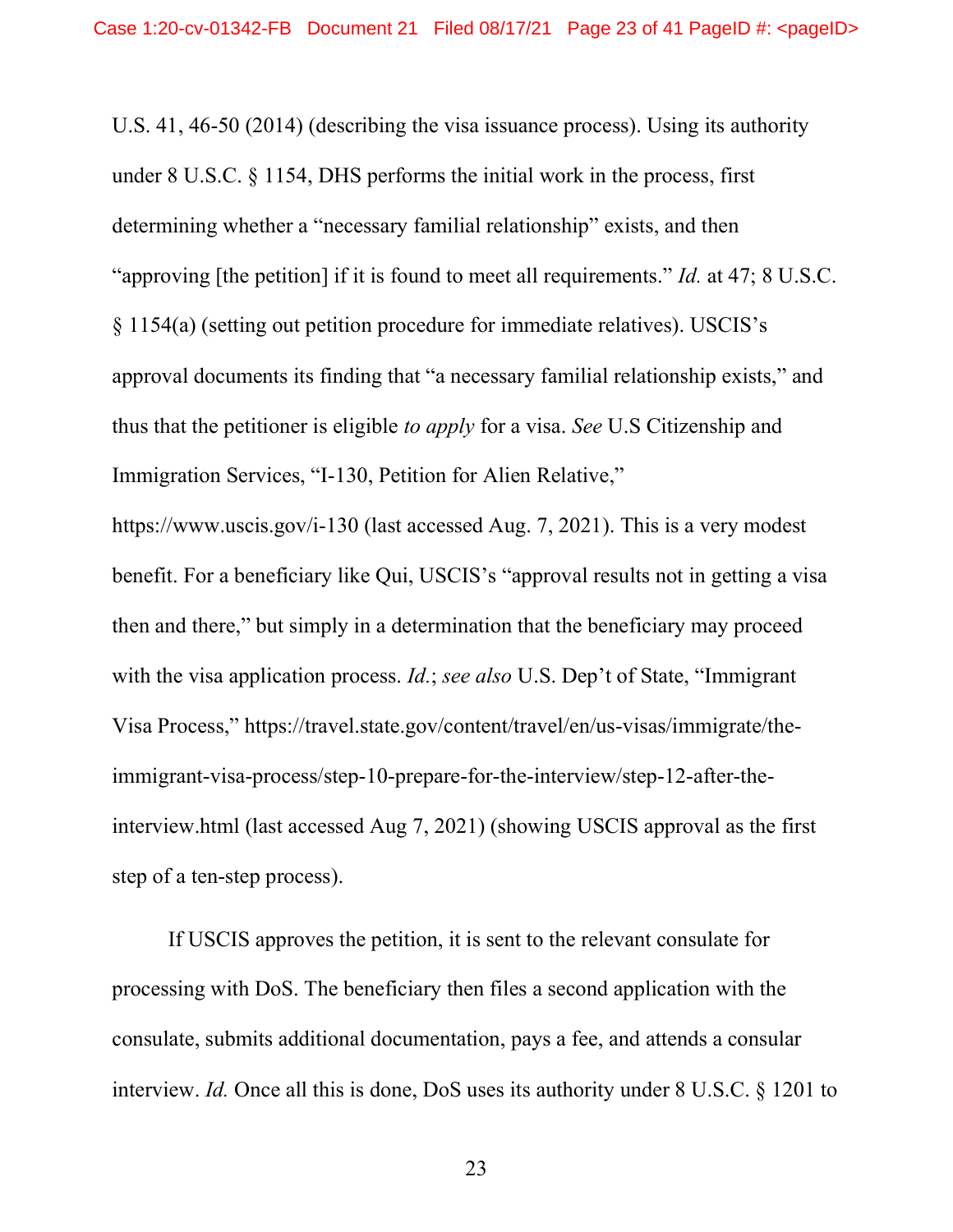U.S. 41, 46-50 (2014) (describing the visa issuance process). Using its authority under 8 U.S.C. § 1154, DHS performs the initial work in the process, first determining whether a "necessary familial relationship" exists, and then "approving [the petition] if it is found to meet all requirements." *Id.* at 47; 8 U.S.C. § 1154(a) (setting out petition procedure for immediate relatives). USCIS's approval documents its finding that "a necessary familial relationship exists," and thus that the petitioner is eligible *to apply* for a visa. *See* U.S Citizenship and Immigration Services, "I-130, Petition for Alien Relative," https://www.uscis.gov/i-130 (last accessed Aug. 7, 2021). This is a very modest benefit. For a beneficiary like Qui, USCIS's "approval results not in getting a visa then and there," but simply in a determination that the beneficiary may proceed with the visa application process. *Id.*; *see also* U.S. Dep't of State, "Immigrant Visa Process," https://travel.state.gov/content/travel/en/us-visas/immigrate/the-immigrant-visa-process/step-10-prepare-for-the-interview/step-12-after-the-interview.html (last accessed Aug 7, 2021) (showing USCIS approval as the first step of a ten-step process).

If USCIS approves the petition, it is sent to the relevant consulate for processing with DoS. The beneficiary then files a second application with the consulate, submits additional documentation, pays a fee, and attends a consular interview. *Id.* Once all this is done, DoS uses its authority under 8 U.S.C. § 1201 to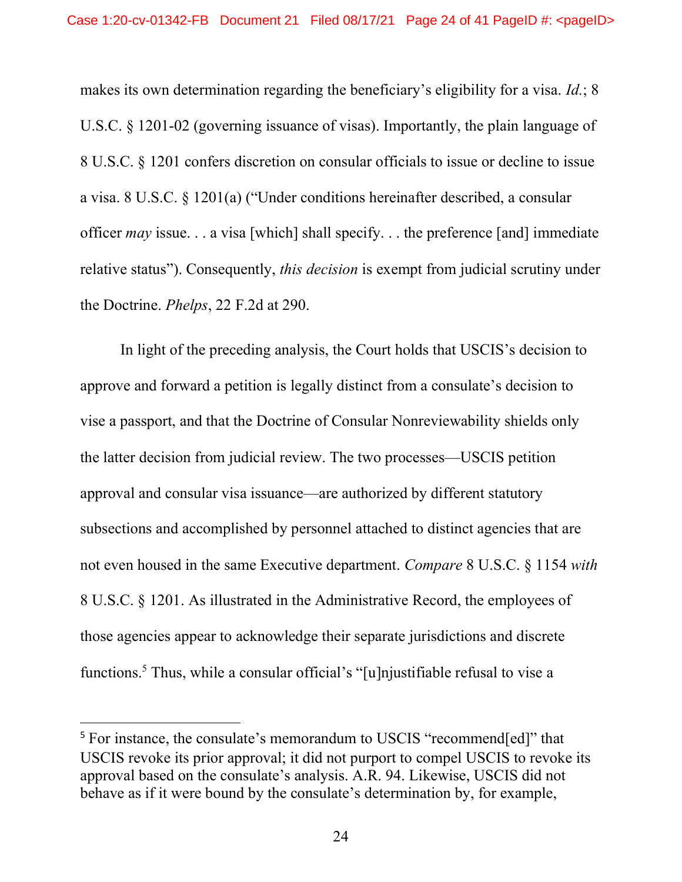makes its own determination regarding the beneficiary's eligibility for a visa. *Id.*; 8 U.S.C. § 1201-02 (governing issuance of visas). Importantly, the plain language of 8 U.S.C. § 1201 confers discretion on consular officials to issue or decline to issue a visa. 8 U.S.C. § 1201(a) ("Under conditions hereinafter described, a consular officer *may* issue. . . a visa [which] shall specify. . . the preference [and] immediate relative status"). Consequently, *this decision* is exempt from judicial scrutiny under the Doctrine. *Phelps*, 22 F.2d at 290.

In light of the preceding analysis, the Court holds that USCIS's decision to approve and forward a petition is legally distinct from a consulate's decision to vise a passport, and that the Doctrine of Consular Nonreviewability shields only the latter decision from judicial review. The two processes—USCIS petition approval and consular visa issuance—are authorized by different statutory subsections and accomplished by personnel attached to distinct agencies that are not even housed in the same Executive department. *Compare* 8 U.S.C. § 1154 *with* 8 U.S.C. § 1201. As illustrated in the Administrative Record, the employees of those agencies appear to acknowledge their separate jurisdictions and discrete functions.[5] Thus, while a consular official's "[u]njustifiable refusal to vise a

---

[5] For instance, the consulate's memorandum to USCIS "recommend[ed]" that USCIS revoke its prior approval; it did not purport to compel USCIS to revoke its approval based on the consulate's analysis. A.R. 94. Likewise, USCIS did not behave as if it were bound by the consulate's determination by, for example,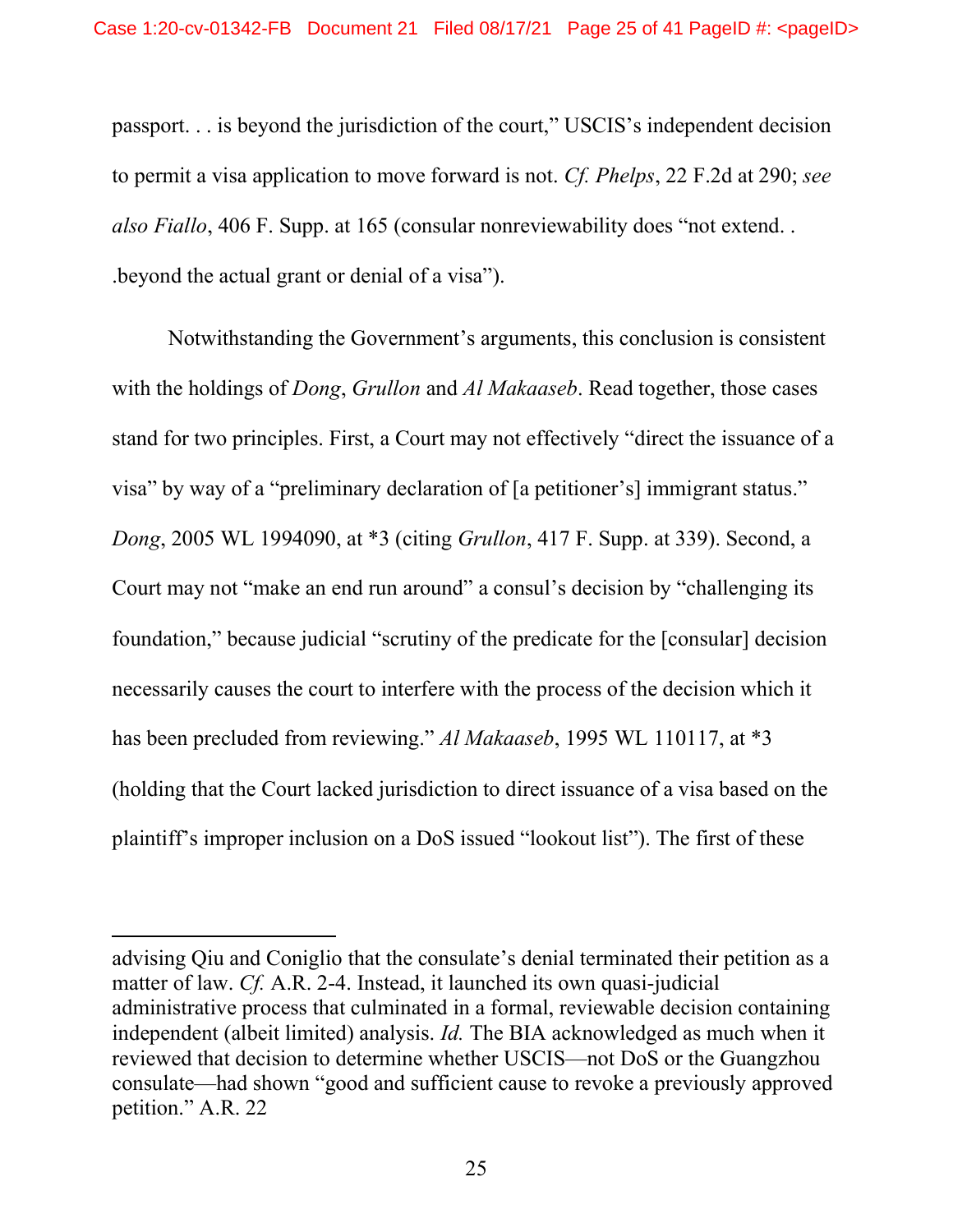passport. . . is beyond the jurisdiction of the court," USCIS's independent decision to permit a visa application to move forward is not. *Cf. Phelps*, 22 F.2d at 290; *see also Fiallo*, 406 F. Supp. at 165 (consular nonreviewability does "not extend. . .beyond the actual grant or denial of a visa").

Notwithstanding the Government's arguments, this conclusion is consistent with the holdings of *Dong*, *Grullon* and *Al Makaaseb*. Read together, those cases stand for two principles. First, a Court may not effectively "direct the issuance of a visa" by way of a "preliminary declaration of [a petitioner's] immigrant status." *Dong*, 2005 WL 1994090, at *3 (citing *Grullon*, 417 F. Supp. at 339). Second, a Court may not "make an end run around" a consul's decision by "challenging its foundation," because judicial "scrutiny of the predicate for the [consular] decision necessarily causes the court to interfere with the process of the decision which it has been precluded from reviewing." *Al Makaaseb*, 1995 WL 110117, at *3 (holding that the Court lacked jurisdiction to direct issuance of a visa based on the plaintiff's improper inclusion on a DoS issued "lookout list"). The first of these

---

advising Qiu and Coniglio that the consulate's denial terminated their petition as a matter of law. *Cf.* A.R. 2-4. Instead, it launched its own quasi-judicial administrative process that culminated in a formal, reviewable decision containing independent (albeit limited) analysis. *Id.* The BIA acknowledged as much when it reviewed that decision to determine whether USCIS—not DoS or the Guangzhou consulate—had shown "good and sufficient cause to revoke a previously approved petition." A.R. 22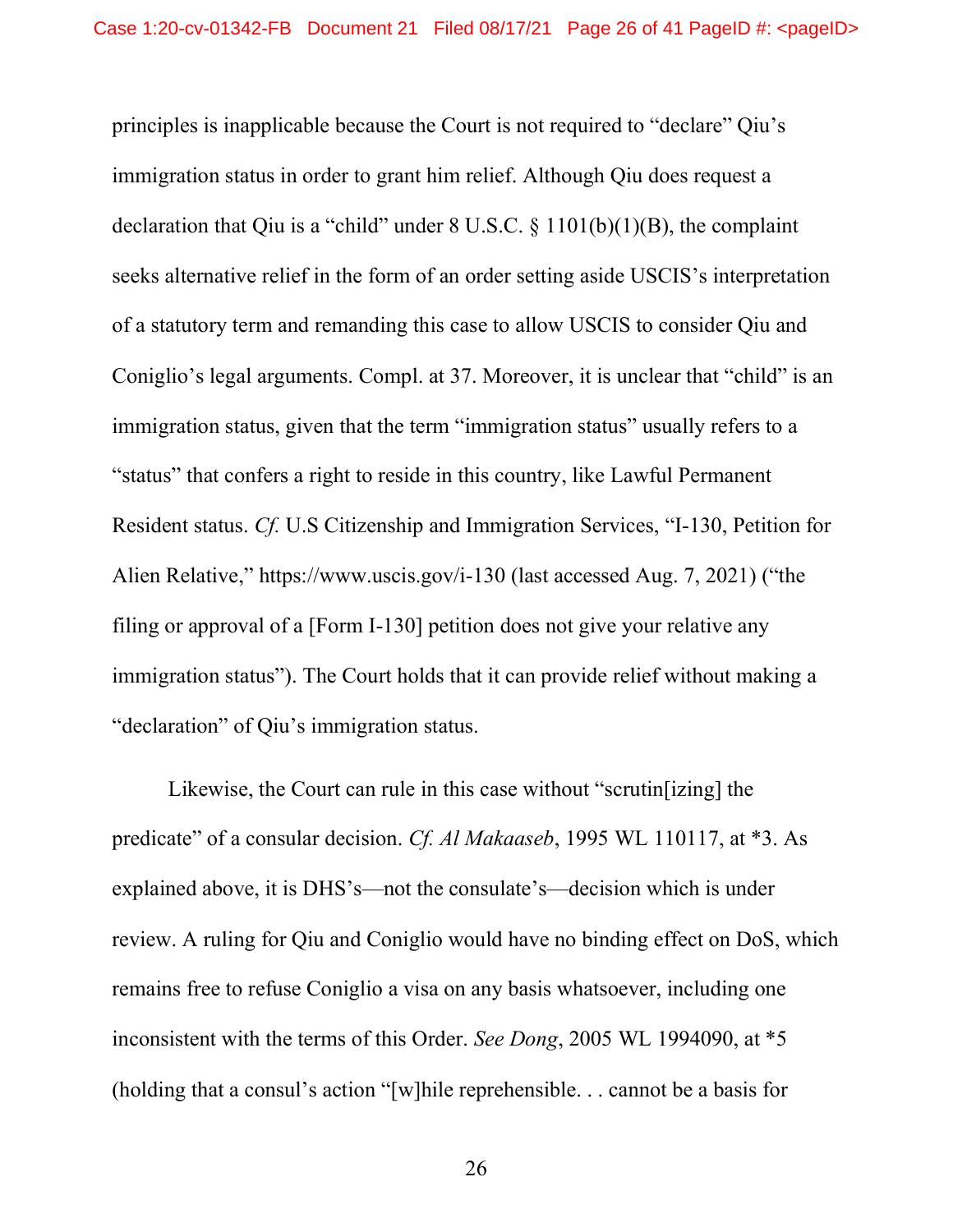principles is inapplicable because the Court is not required to "declare" Qiu's immigration status in order to grant him relief. Although Qiu does request a declaration that Qiu is a "child" under 8 U.S.C. § 1101(b)(1)(B), the complaint seeks alternative relief in the form of an order setting aside USCIS's interpretation of a statutory term and remanding this case to allow USCIS to consider Qiu and Coniglio's legal arguments. Compl. at 37. Moreover, it is unclear that "child" is an immigration status, given that the term "immigration status" usually refers to a "status" that confers a right to reside in this country, like Lawful Permanent Resident status. *Cf.* U.S Citizenship and Immigration Services, "I-130, Petition for Alien Relative," https://www.uscis.gov/i-130 (last accessed Aug. 7, 2021) ("the filing or approval of a [Form I-130] petition does not give your relative any immigration status"). The Court holds that it can provide relief without making a "declaration" of Qiu's immigration status.

Likewise, the Court can rule in this case without "scrutin[izing] the predicate" of a consular decision. *Cf. Al Makaaseb*, 1995 WL 110117, at *3. As explained above, it is DHS's—not the consulate's—decision which is under review. A ruling for Qiu and Coniglio would have no binding effect on DoS, which remains free to refuse Coniglio a visa on any basis whatsoever, including one inconsistent with the terms of this Order. *See Dong*, 2005 WL 1994090, at *5 (holding that a consul's action "[w]hile reprehensible. . . cannot be a basis for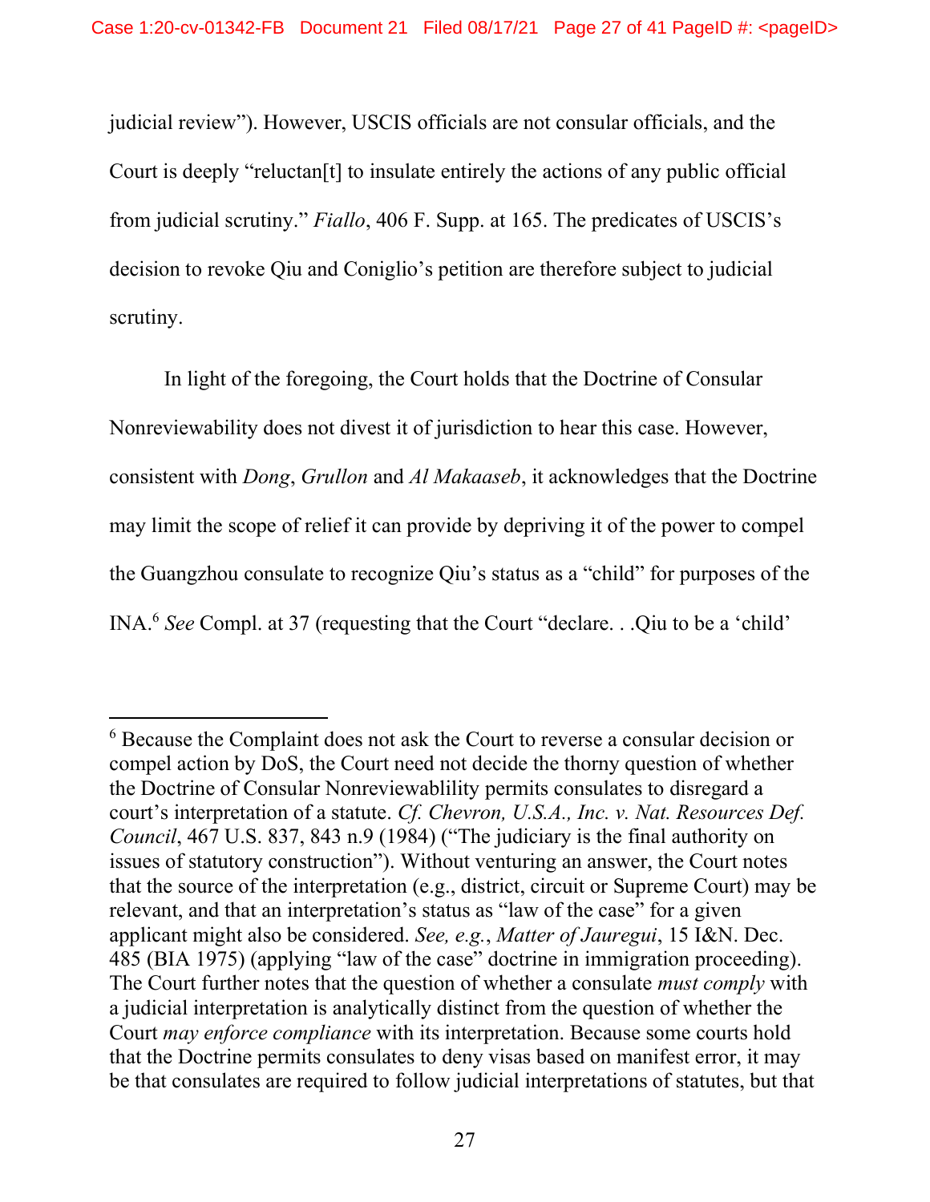judicial review"). However, USCIS officials are not consular officials, and the Court is deeply "reluctan[t] to insulate entirely the actions of any public official from judicial scrutiny." *Fiallo*, 406 F. Supp. at 165. The predicates of USCIS's decision to revoke Qiu and Coniglio's petition are therefore subject to judicial scrutiny.

In light of the foregoing, the Court holds that the Doctrine of Consular Nonreviewability does not divest it of jurisdiction to hear this case. However, consistent with *Dong*, *Grullon* and *Al Makaaseb*, it acknowledges that the Doctrine may limit the scope of relief it can provide by depriving it of the power to compel the Guangzhou consulate to recognize Qiu's status as a "child" for purposes of the INA.[6] *See* Compl. at 37 (requesting that the Court "declare. . .Qiu to be a 'child'

---

[6] Because the Complaint does not ask the Court to reverse a consular decision or compel action by DoS, the Court need not decide the thorny question of whether the Doctrine of Consular Nonreviewablility permits consulates to disregard a court's interpretation of a statute. *Cf. Chevron, U.S.A., Inc. v. Nat. Resources Def. Council*, 467 U.S. 837, 843 n.9 (1984) ("The judiciary is the final authority on issues of statutory construction"). Without venturing an answer, the Court notes that the source of the interpretation (e.g., district, circuit or Supreme Court) may be relevant, and that an interpretation's status as "law of the case" for a given applicant might also be considered. *See, e.g.*, *Matter of Jauregui*, 15 I&N. Dec. 485 (BIA 1975) (applying "law of the case" doctrine in immigration proceeding). The Court further notes that the question of whether a consulate *must comply* with a judicial interpretation is analytically distinct from the question of whether the Court *may enforce compliance* with its interpretation. Because some courts hold that the Doctrine permits consulates to deny visas based on manifest error, it may be that consulates are required to follow judicial interpretations of statutes, but that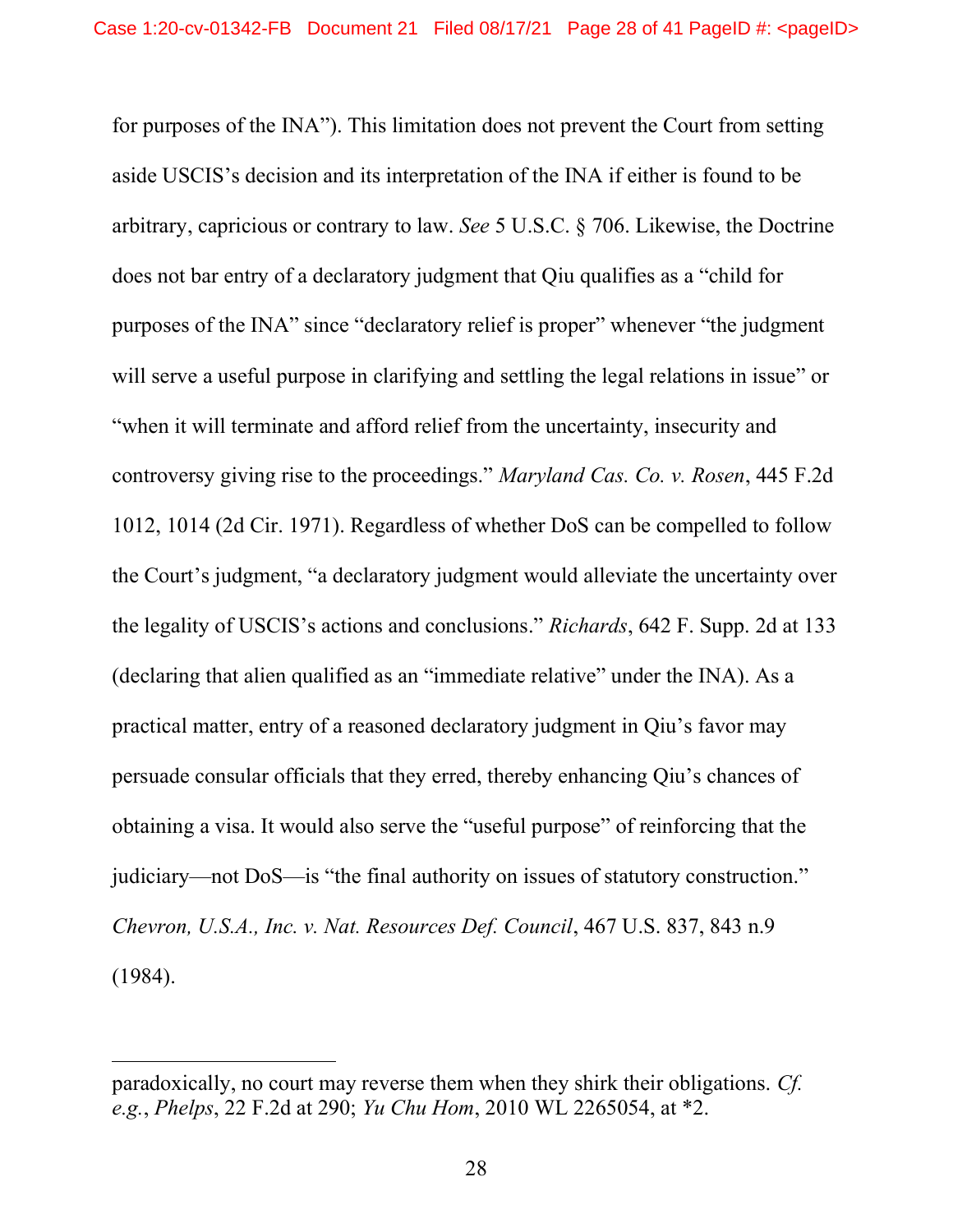for purposes of the INA"). This limitation does not prevent the Court from setting aside USCIS's decision and its interpretation of the INA if either is found to be arbitrary, capricious or contrary to law. *See* 5 U.S.C. § 706. Likewise, the Doctrine does not bar entry of a declaratory judgment that Qiu qualifies as a "child for purposes of the INA" since "declaratory relief is proper" whenever "the judgment will serve a useful purpose in clarifying and settling the legal relations in issue" or "when it will terminate and afford relief from the uncertainty, insecurity and controversy giving rise to the proceedings." *Maryland Cas. Co. v. Rosen*, 445 F.2d 1012, 1014 (2d Cir. 1971). Regardless of whether DoS can be compelled to follow the Court's judgment, "a declaratory judgment would alleviate the uncertainty over the legality of USCIS's actions and conclusions." *Richards*, 642 F. Supp. 2d at 133 (declaring that alien qualified as an "immediate relative" under the INA). As a practical matter, entry of a reasoned declaratory judgment in Qiu's favor may persuade consular officials that they erred, thereby enhancing Qiu's chances of obtaining a visa. It would also serve the "useful purpose" of reinforcing that the judiciary—not DoS—is "the final authority on issues of statutory construction." *Chevron, U.S.A., Inc. v. Nat. Resources Def. Council*, 467 U.S. 837, 843 n.9 (1984).

---

paradoxically, no court may reverse them when they shirk their obligations. *Cf. e.g.*, *Phelps*, 22 F.2d at 290; *Yu Chu Hom*, 2010 WL 2265054, at *2.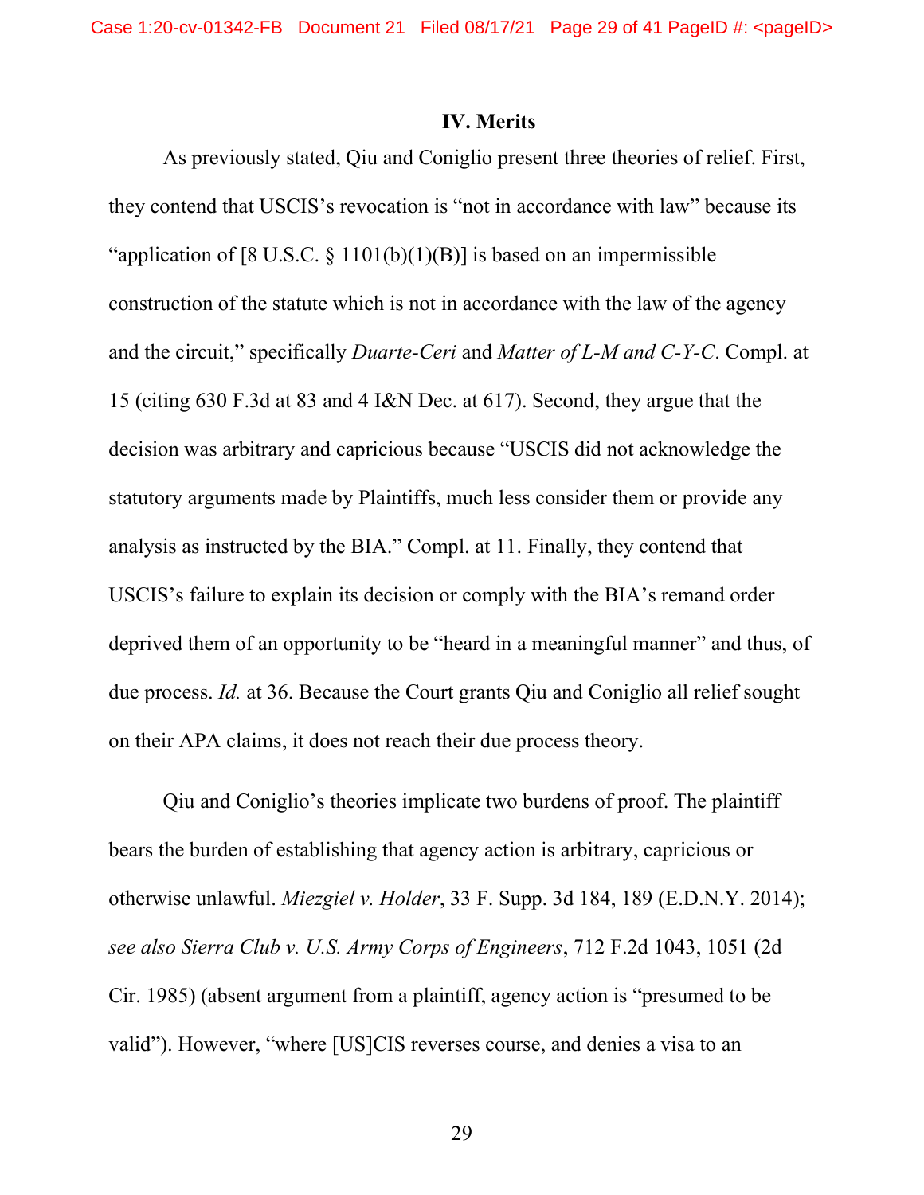## IV. Merits

As previously stated, Qiu and Coniglio present three theories of relief. First, they contend that USCIS's revocation is "not in accordance with law" because its "application of [8 U.S.C. § 1101(b)(1)(B)] is based on an impermissible construction of the statute which is not in accordance with the law of the agency and the circuit," specifically *Duarte-Ceri* and *Matter of L-M and C-Y-C*. Compl. at 15 (citing 630 F.3d at 83 and 4 I&N Dec. at 617). Second, they argue that the decision was arbitrary and capricious because "USCIS did not acknowledge the statutory arguments made by Plaintiffs, much less consider them or provide any analysis as instructed by the BIA." Compl. at 11. Finally, they contend that USCIS's failure to explain its decision or comply with the BIA's remand order deprived them of an opportunity to be "heard in a meaningful manner" and thus, of due process. *Id.* at 36. Because the Court grants Qiu and Coniglio all relief sought on their APA claims, it does not reach their due process theory.

Qiu and Coniglio's theories implicate two burdens of proof. The plaintiff bears the burden of establishing that agency action is arbitrary, capricious or otherwise unlawful. *Miezgiel v. Holder*, 33 F. Supp. 3d 184, 189 (E.D.N.Y. 2014); *see also Sierra Club v. U.S. Army Corps of Engineers*, 712 F.2d 1043, 1051 (2d Cir. 1985) (absent argument from a plaintiff, agency action is "presumed to be valid"). However, "where [US]CIS reverses course, and denies a visa to an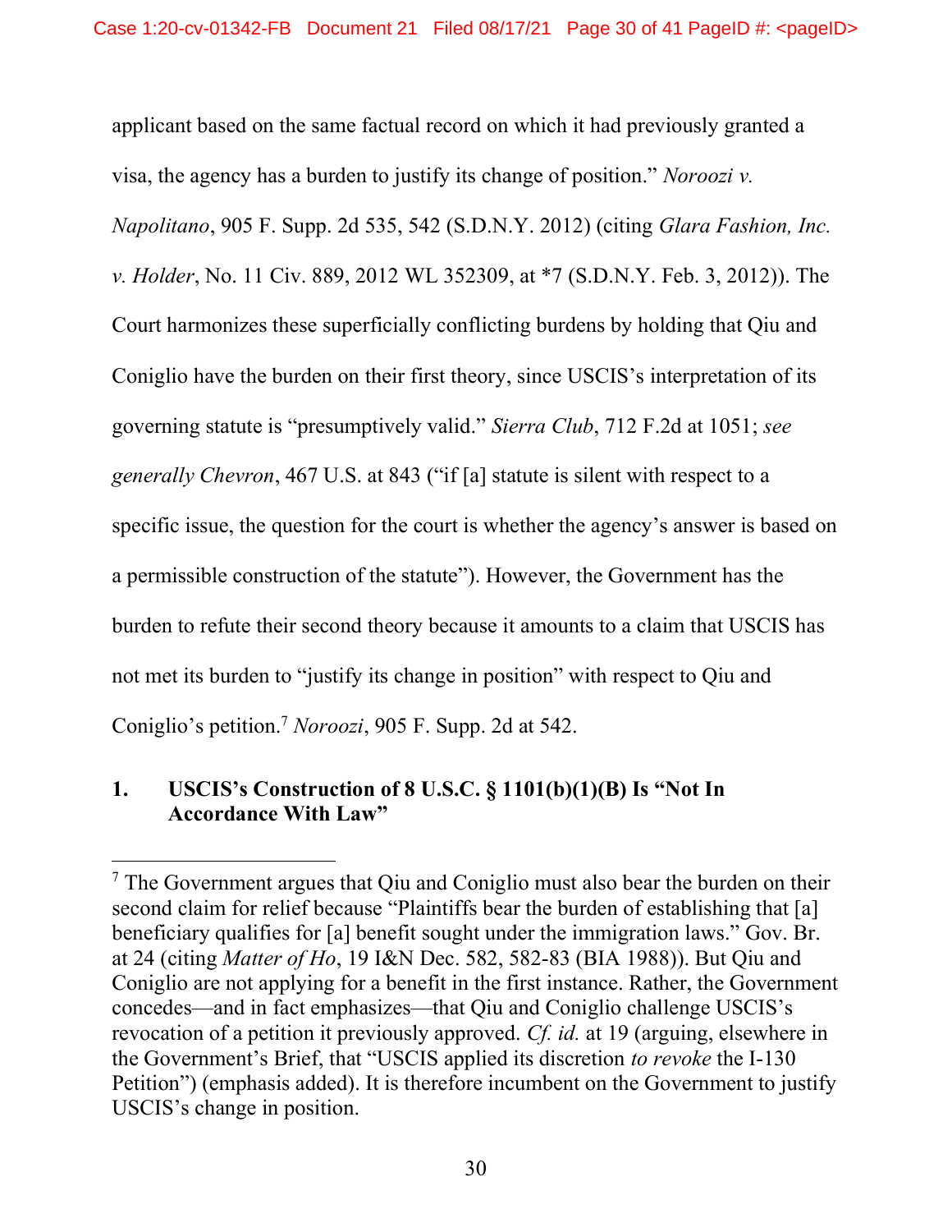applicant based on the same factual record on which it had previously granted a visa, the agency has a burden to justify its change of position." *Noroozi v. Napolitano*, 905 F. Supp. 2d 535, 542 (S.D.N.Y. 2012) (citing *Glara Fashion, Inc. v. Holder*, No. 11 Civ. 889, 2012 WL 352309, at *7 (S.D.N.Y. Feb. 3, 2012)). The Court harmonizes these superficially conflicting burdens by holding that Qiu and Coniglio have the burden on their first theory, since USCIS's interpretation of its governing statute is "presumptively valid." *Sierra Club*, 712 F.2d at 1051; *see generally Chevron*, 467 U.S. at 843 ("if [a] statute is silent with respect to a specific issue, the question for the court is whether the agency's answer is based on a permissible construction of the statute"). However, the Government has the burden to refute their second theory because it amounts to a claim that USCIS has not met its burden to "justify its change in position" with respect to Qiu and Coniglio's petition.[7] *Noroozi*, 905 F. Supp. 2d at 542.

### 1. USCIS's Construction of 8 U.S.C. § 1101(b)(1)(B) Is "Not In Accordance With Law"

---

[7] The Government argues that Qiu and Coniglio must also bear the burden on their second claim for relief because "Plaintiffs bear the burden of establishing that [a] beneficiary qualifies for [a] benefit sought under the immigration laws." Gov. Br. at 24 (citing *Matter of Ho*, 19 I&N Dec. 582, 582-83 (BIA 1988)). But Qiu and Coniglio are not applying for a benefit in the first instance. Rather, the Government concedes—and in fact emphasizes—that Qiu and Coniglio challenge USCIS's revocation of a petition it previously approved. *Cf. id.* at 19 (arguing, elsewhere in the Government's Brief, that "USCIS applied its discretion *to revoke* the I-130 Petition") (emphasis added). It is therefore incumbent on the Government to justify USCIS's change in position.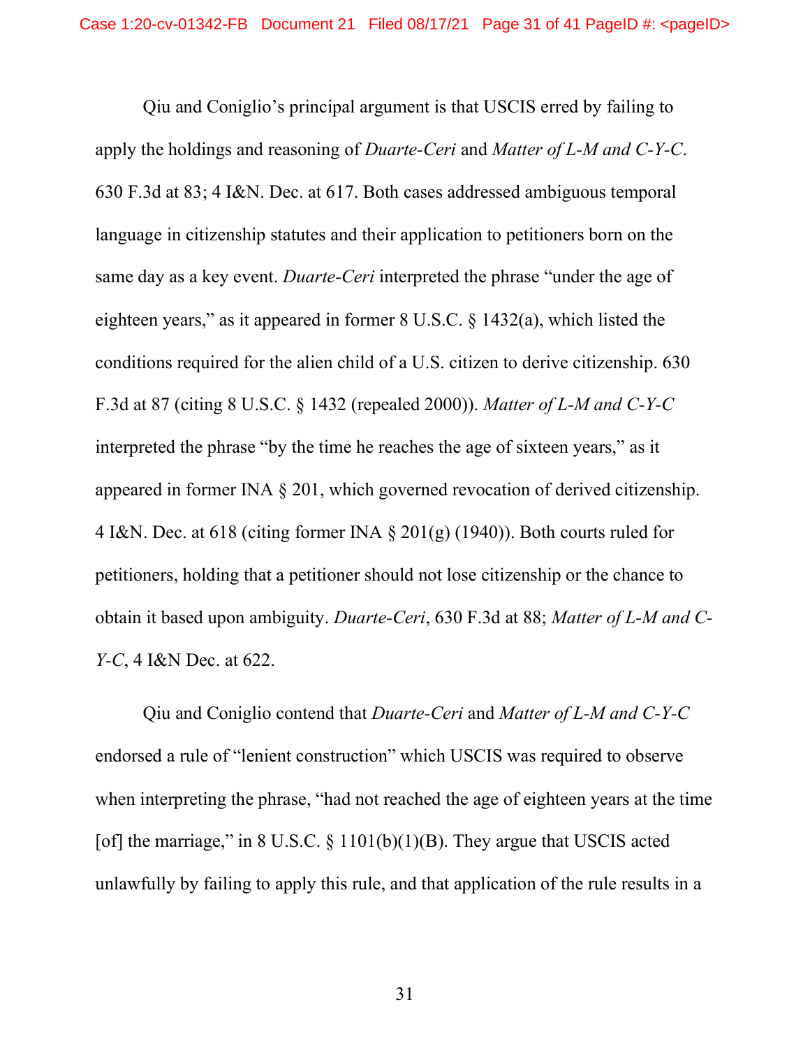Qiu and Coniglio's principal argument is that USCIS erred by failing to apply the holdings and reasoning of *Duarte-Ceri* and *Matter of L-M and C-Y-C*. 630 F.3d at 83; 4 I&N. Dec. at 617. Both cases addressed ambiguous temporal language in citizenship statutes and their application to petitioners born on the same day as a key event. *Duarte-Ceri* interpreted the phrase "under the age of eighteen years," as it appeared in former 8 U.S.C. § 1432(a), which listed the conditions required for the alien child of a U.S. citizen to derive citizenship. 630 F.3d at 87 (citing 8 U.S.C. § 1432 (repealed 2000)). *Matter of L-M and C-Y-C* interpreted the phrase "by the time he reaches the age of sixteen years," as it appeared in former INA § 201, which governed revocation of derived citizenship. 4 I&N. Dec. at 618 (citing former INA § 201(g) (1940)). Both courts ruled for petitioners, holding that a petitioner should not lose citizenship or the chance to obtain it based upon ambiguity. *Duarte-Ceri*, 630 F.3d at 88; *Matter of L-M and C-Y-C*, 4 I&N Dec. at 622.

Qiu and Coniglio contend that *Duarte-Ceri* and *Matter of L-M and C-Y-C* endorsed a rule of "lenient construction" which USCIS was required to observe when interpreting the phrase, "had not reached the age of eighteen years at the time [of] the marriage," in 8 U.S.C. § 1101(b)(1)(B). They argue that USCIS acted unlawfully by failing to apply this rule, and that application of the rule results in a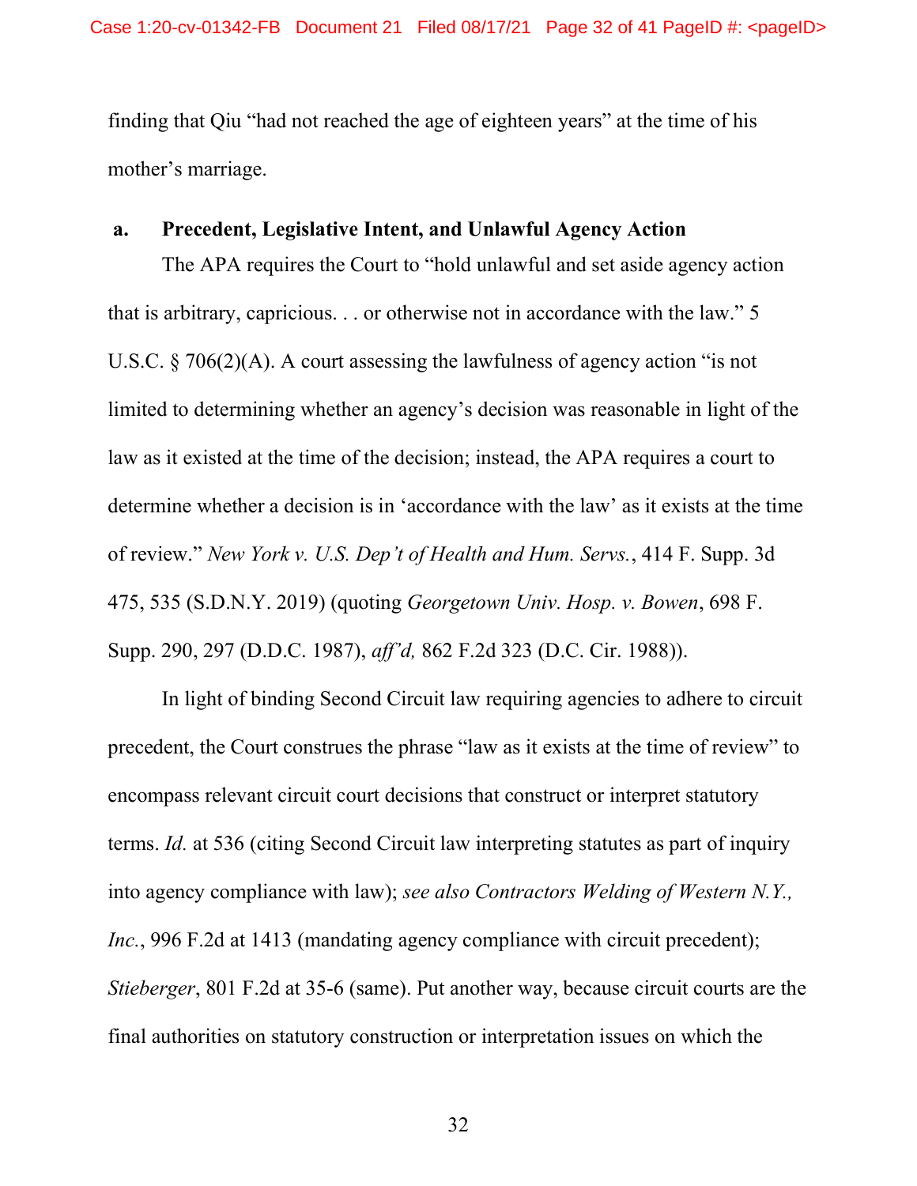finding that Qiu "had not reached the age of eighteen years" at the time of his mother's marriage.

**a. Precedent, Legislative Intent, and Unlawful Agency Action**

The APA requires the Court to "hold unlawful and set aside agency action that is arbitrary, capricious. . . or otherwise not in accordance with the law." 5 U.S.C. § 706(2)(A). A court assessing the lawfulness of agency action "is not limited to determining whether an agency's decision was reasonable in light of the law as it existed at the time of the decision; instead, the APA requires a court to determine whether a decision is in 'accordance with the law' as it exists at the time of review." *New York v. U.S. Dep't of Health and Hum. Servs.*, 414 F. Supp. 3d 475, 535 (S.D.N.Y. 2019) (quoting *Georgetown Univ. Hosp. v. Bowen*, 698 F. Supp. 290, 297 (D.D.C. 1987), *aff'd,* 862 F.2d 323 (D.C. Cir. 1988)).

In light of binding Second Circuit law requiring agencies to adhere to circuit precedent, the Court construes the phrase "law as it exists at the time of review" to encompass relevant circuit court decisions that construct or interpret statutory terms. *Id.* at 536 (citing Second Circuit law interpreting statutes as part of inquiry into agency compliance with law); *see also Contractors Welding of Western N.Y., Inc.*, 996 F.2d at 1413 (mandating agency compliance with circuit precedent); *Stieberger*, 801 F.2d at 35-6 (same). Put another way, because circuit courts are the final authorities on statutory construction or interpretation issues on which the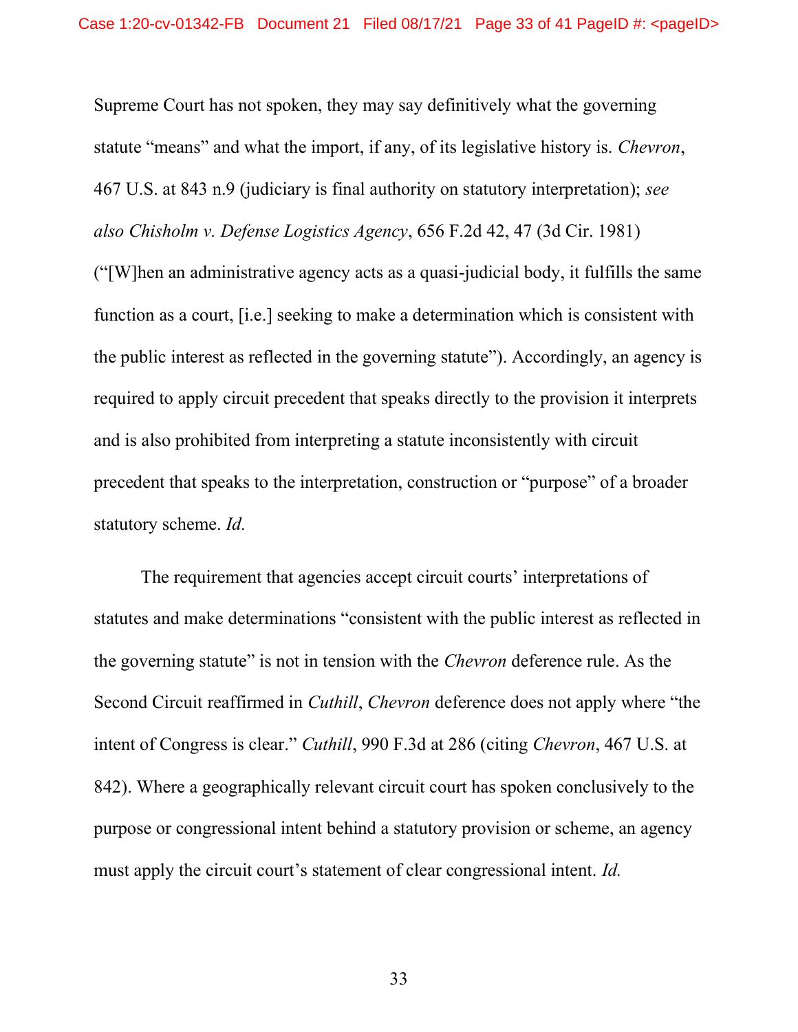Supreme Court has not spoken, they may say definitively what the governing statute "means" and what the import, if any, of its legislative history is. *Chevron*, 467 U.S. at 843 n.9 (judiciary is final authority on statutory interpretation); *see also Chisholm v. Defense Logistics Agency*, 656 F.2d 42, 47 (3d Cir. 1981) ("[W]hen an administrative agency acts as a quasi-judicial body, it fulfills the same function as a court, [i.e.] seeking to make a determination which is consistent with the public interest as reflected in the governing statute"). Accordingly, an agency is required to apply circuit precedent that speaks directly to the provision it interprets and is also prohibited from interpreting a statute inconsistently with circuit precedent that speaks to the interpretation, construction or "purpose" of a broader statutory scheme. *Id.*

The requirement that agencies accept circuit courts' interpretations of statutes and make determinations "consistent with the public interest as reflected in the governing statute" is not in tension with the *Chevron* deference rule. As the Second Circuit reaffirmed in *Cuthill*, *Chevron* deference does not apply where "the intent of Congress is clear." *Cuthill*, 990 F.3d at 286 (citing *Chevron*, 467 U.S. at 842). Where a geographically relevant circuit court has spoken conclusively to the purpose or congressional intent behind a statutory provision or scheme, an agency must apply the circuit court's statement of clear congressional intent. *Id.*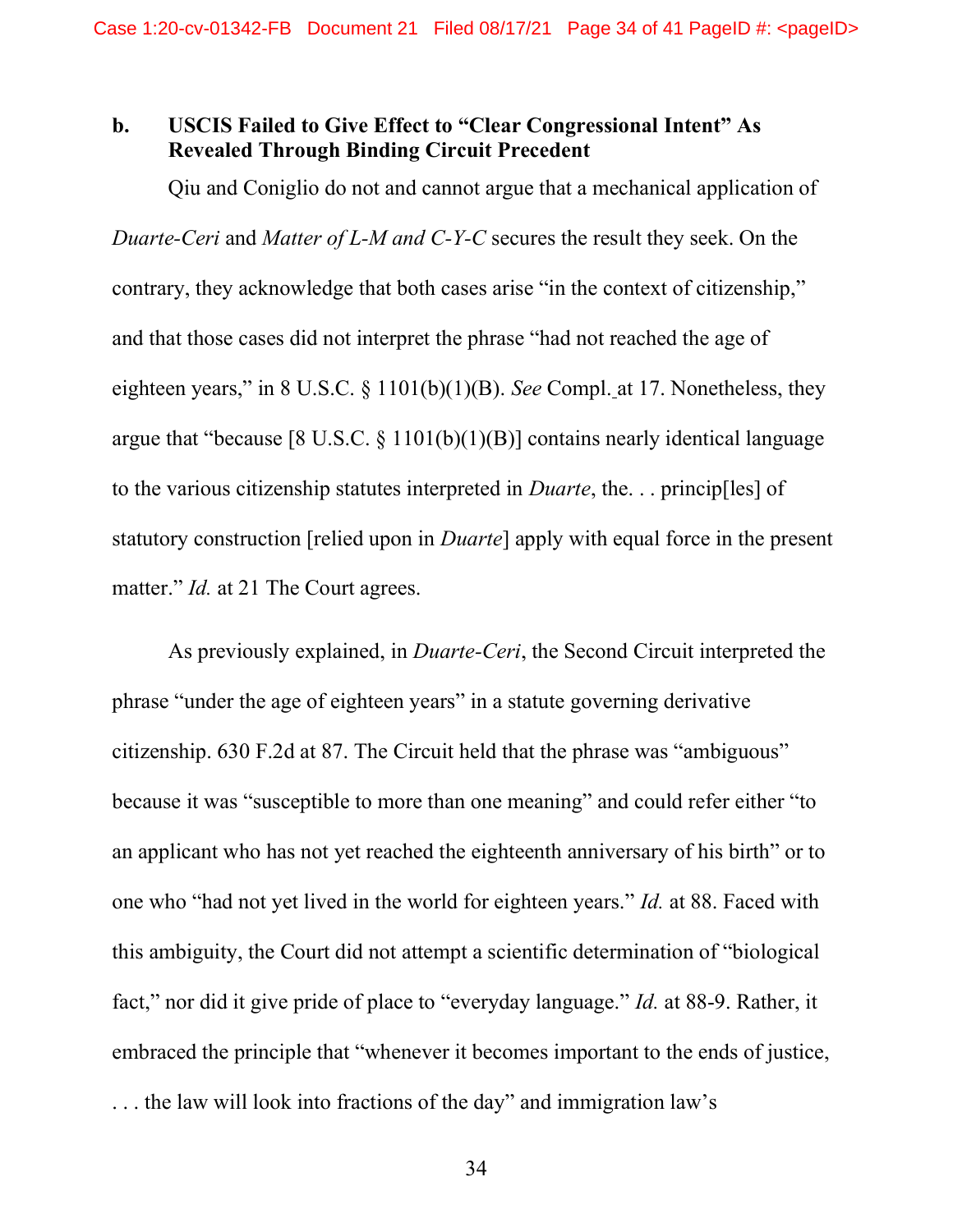### b. USCIS Failed to Give Effect to "Clear Congressional Intent" As Revealed Through Binding Circuit Precedent

Qiu and Coniglio do not and cannot argue that a mechanical application of *Duarte-Ceri* and *Matter of L-M and C-Y-C* secures the result they seek. On the contrary, they acknowledge that both cases arise "in the context of citizenship," and that those cases did not interpret the phrase "had not reached the age of eighteen years," in 8 U.S.C. § 1101(b)(1)(B). *See* Compl. at 17. Nonetheless, they argue that "because [8 U.S.C. § 1101(b)(1)(B)] contains nearly identical language to the various citizenship statutes interpreted in *Duarte*, the. . . princip[les] of statutory construction [relied upon in *Duarte*] apply with equal force in the present matter." *Id.* at 21 The Court agrees.

As previously explained, in *Duarte-Ceri*, the Second Circuit interpreted the phrase "under the age of eighteen years" in a statute governing derivative citizenship. 630 F.2d at 87. The Circuit held that the phrase was "ambiguous" because it was "susceptible to more than one meaning" and could refer either "to an applicant who has not yet reached the eighteenth anniversary of his birth" or to one who "had not yet lived in the world for eighteen years." *Id.* at 88. Faced with this ambiguity, the Court did not attempt a scientific determination of "biological fact," nor did it give pride of place to "everyday language." *Id.* at 88-9. Rather, it embraced the principle that "whenever it becomes important to the ends of justice, . . . the law will look into fractions of the day" and immigration law's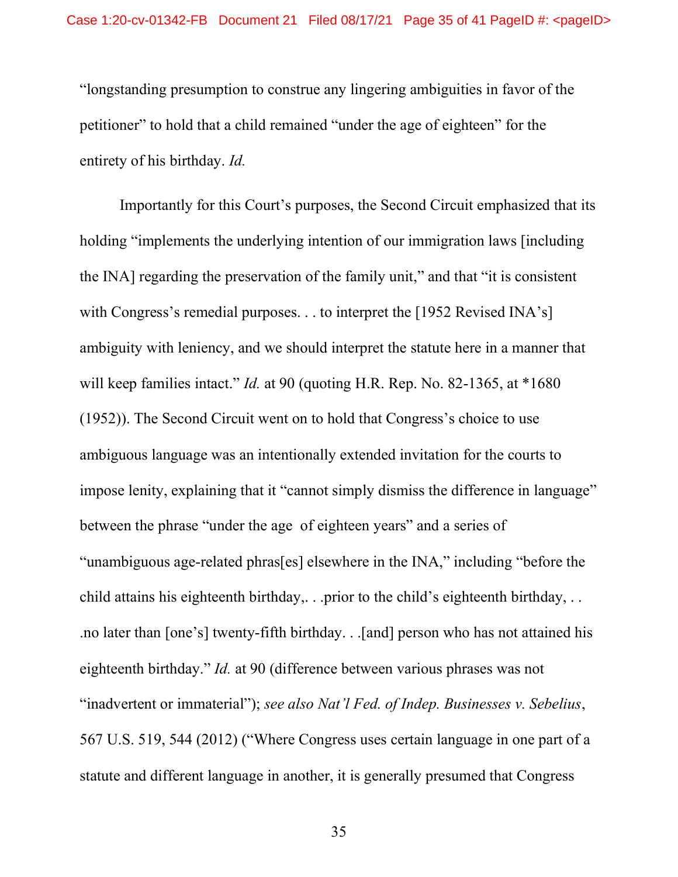"longstanding presumption to construe any lingering ambiguities in favor of the petitioner" to hold that a child remained "under the age of eighteen" for the entirety of his birthday. *Id.*

Importantly for this Court's purposes, the Second Circuit emphasized that its holding "implements the underlying intention of our immigration laws [including the INA] regarding the preservation of the family unit," and that "it is consistent with Congress's remedial purposes. . . to interpret the [1952 Revised INA's] ambiguity with leniency, and we should interpret the statute here in a manner that will keep families intact." *Id.* at 90 (quoting H.R. Rep. No. 82-1365, at *1680 (1952)). The Second Circuit went on to hold that Congress's choice to use ambiguous language was an intentionally extended invitation for the courts to impose lenity, explaining that it "cannot simply dismiss the difference in language" between the phrase "under the age of eighteen years" and a series of "unambiguous age-related phras[es] elsewhere in the INA," including "before the child attains his eighteenth birthday,. . .prior to the child's eighteenth birthday, . . .no later than [one's] twenty-fifth birthday. . .[and] person who has not attained his eighteenth birthday." *Id.* at 90 (difference between various phrases was not "inadvertent or immaterial"); *see also Nat'l Fed. of Indep. Businesses v. Sebelius*, 567 U.S. 519, 544 (2012) ("Where Congress uses certain language in one part of a statute and different language in another, it is generally presumed that Congress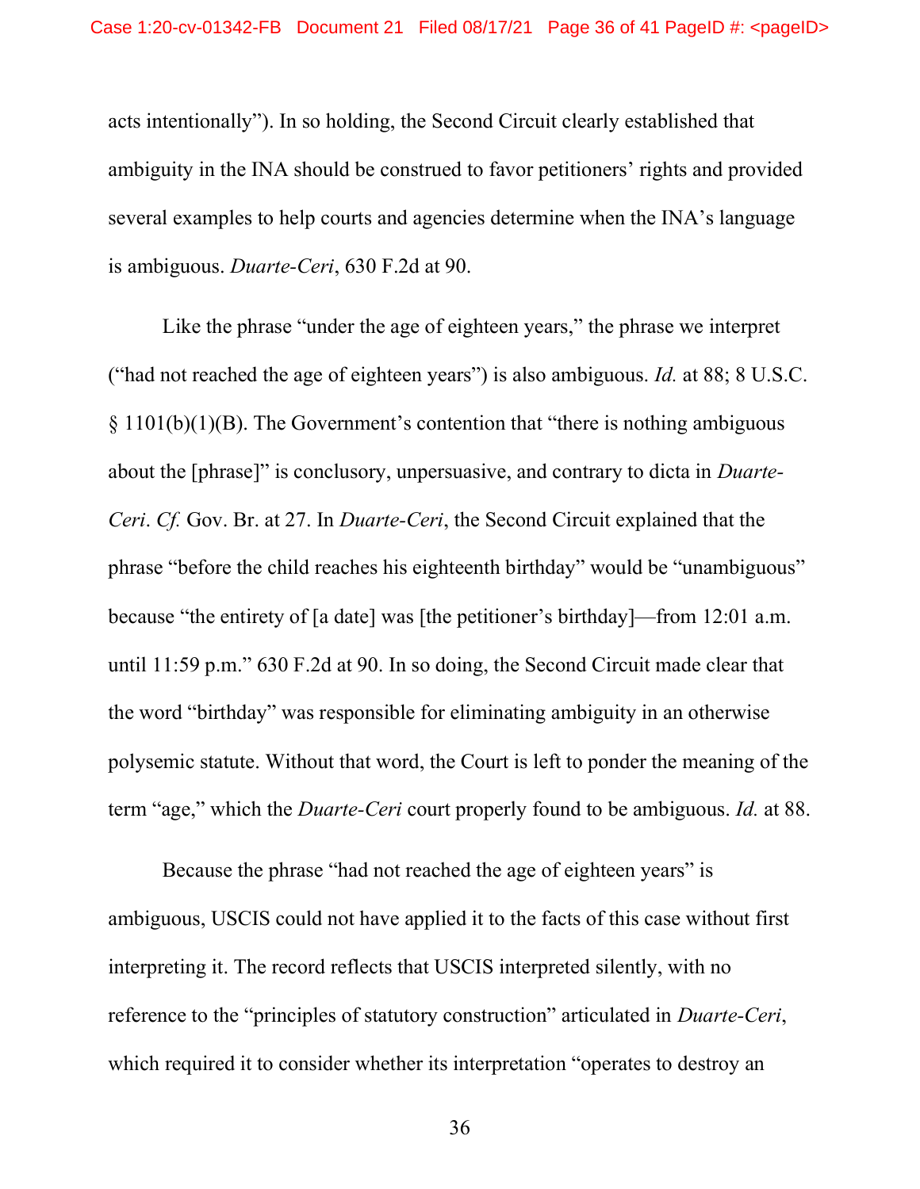acts intentionally"). In so holding, the Second Circuit clearly established that ambiguity in the INA should be construed to favor petitioners' rights and provided several examples to help courts and agencies determine when the INA's language is ambiguous. *Duarte-Ceri*, 630 F.2d at 90.

Like the phrase "under the age of eighteen years," the phrase we interpret ("had not reached the age of eighteen years") is also ambiguous. *Id.* at 88; 8 U.S.C. § 1101(b)(1)(B). The Government's contention that "there is nothing ambiguous about the [phrase]" is conclusory, unpersuasive, and contrary to dicta in *Duarte-Ceri*. *Cf.* Gov. Br. at 27. In *Duarte-Ceri*, the Second Circuit explained that the phrase "before the child reaches his eighteenth birthday" would be "unambiguous" because "the entirety of [a date] was [the petitioner's birthday]—from 12:01 a.m. until 11:59 p.m." 630 F.2d at 90. In so doing, the Second Circuit made clear that the word "birthday" was responsible for eliminating ambiguity in an otherwise polysemic statute. Without that word, the Court is left to ponder the meaning of the term "age," which the *Duarte-Ceri* court properly found to be ambiguous. *Id.* at 88.

Because the phrase "had not reached the age of eighteen years" is ambiguous, USCIS could not have applied it to the facts of this case without first interpreting it. The record reflects that USCIS interpreted silently, with no reference to the "principles of statutory construction" articulated in *Duarte-Ceri*, which required it to consider whether its interpretation "operates to destroy an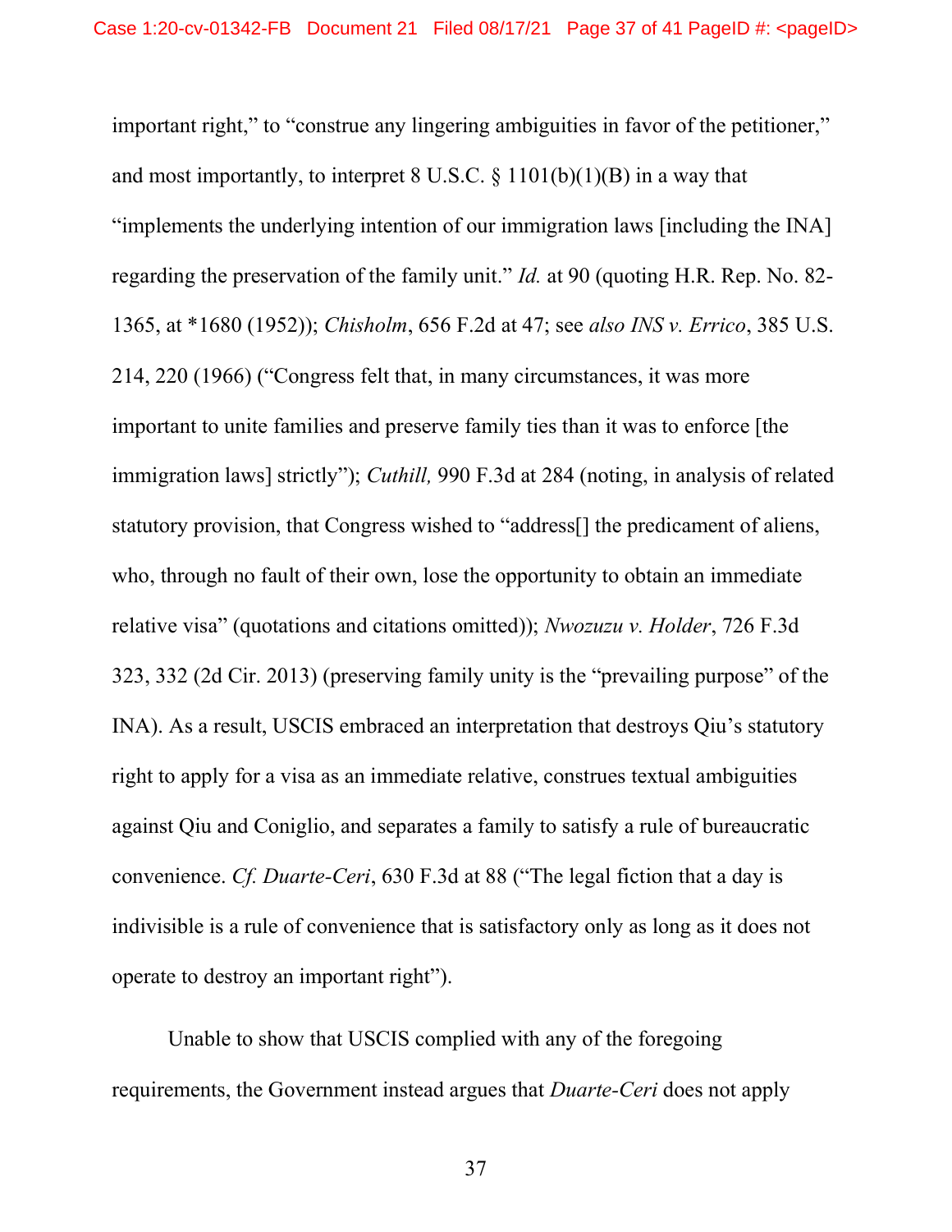important right," to "construe any lingering ambiguities in favor of the petitioner," and most importantly, to interpret 8 U.S.C. § 1101(b)(1)(B) in a way that "implements the underlying intention of our immigration laws [including the INA] regarding the preservation of the family unit." *Id.* at 90 (quoting H.R. Rep. No. 82-1365, at *1680 (1952)); *Chisholm*, 656 F.2d at 47; see *also INS v. Errico*, 385 U.S. 214, 220 (1966) ("Congress felt that, in many circumstances, it was more important to unite families and preserve family ties than it was to enforce [the immigration laws] strictly"); *Cuthill,* 990 F.3d at 284 (noting, in analysis of related statutory provision, that Congress wished to "address[] the predicament of aliens, who, through no fault of their own, lose the opportunity to obtain an immediate relative visa" (quotations and citations omitted)); *Nwozuzu v. Holder*, 726 F.3d 323, 332 (2d Cir. 2013) (preserving family unity is the "prevailing purpose" of the INA). As a result, USCIS embraced an interpretation that destroys Qiu's statutory right to apply for a visa as an immediate relative, construes textual ambiguities against Qiu and Coniglio, and separates a family to satisfy a rule of bureaucratic convenience. *Cf. Duarte-Ceri*, 630 F.3d at 88 ("The legal fiction that a day is indivisible is a rule of convenience that is satisfactory only as long as it does not operate to destroy an important right").

Unable to show that USCIS complied with any of the foregoing requirements, the Government instead argues that *Duarte-Ceri* does not apply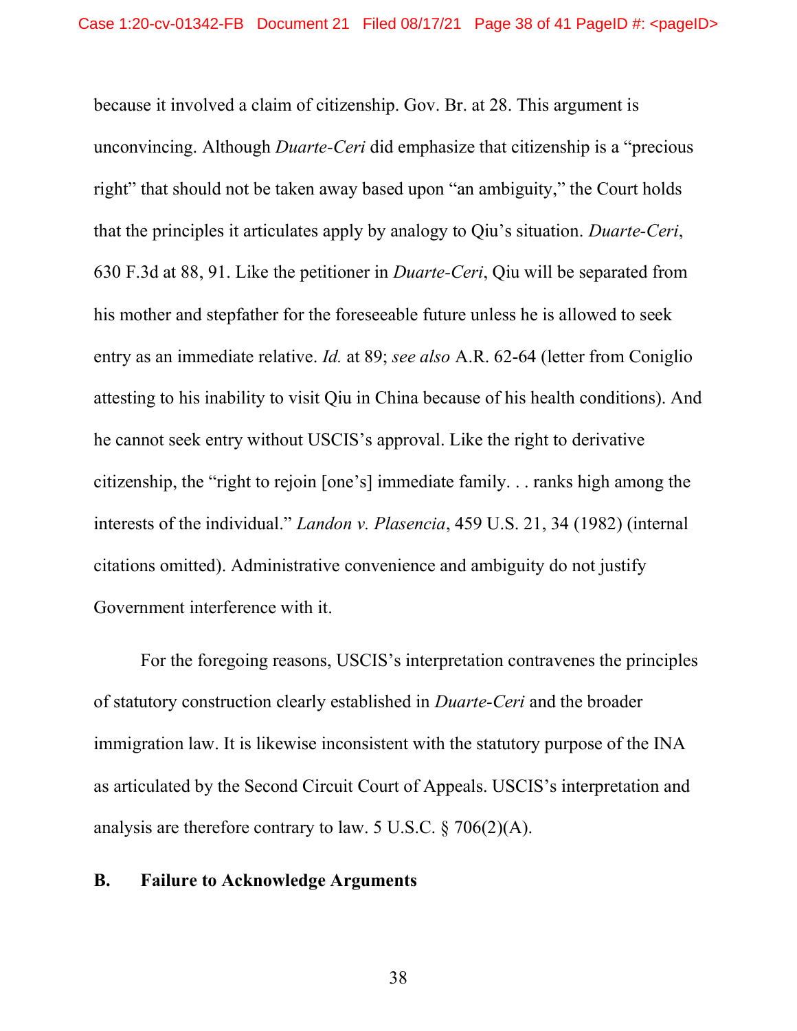because it involved a claim of citizenship. Gov. Br. at 28. This argument is unconvincing. Although *Duarte-Ceri* did emphasize that citizenship is a "precious right" that should not be taken away based upon "an ambiguity," the Court holds that the principles it articulates apply by analogy to Qiu's situation. *Duarte-Ceri*, 630 F.3d at 88, 91. Like the petitioner in *Duarte-Ceri*, Qiu will be separated from his mother and stepfather for the foreseeable future unless he is allowed to seek entry as an immediate relative. *Id.* at 89; *see also* A.R. 62-64 (letter from Coniglio attesting to his inability to visit Qiu in China because of his health conditions). And he cannot seek entry without USCIS's approval. Like the right to derivative citizenship, the "right to rejoin [one's] immediate family. . . ranks high among the interests of the individual." *Landon v. Plasencia*, 459 U.S. 21, 34 (1982) (internal citations omitted). Administrative convenience and ambiguity do not justify Government interference with it.

For the foregoing reasons, USCIS's interpretation contravenes the principles of statutory construction clearly established in *Duarte-Ceri* and the broader immigration law. It is likewise inconsistent with the statutory purpose of the INA as articulated by the Second Circuit Court of Appeals. USCIS's interpretation and analysis are therefore contrary to law. 5 U.S.C. § 706(2)(A).

**B. Failure to Acknowledge Arguments**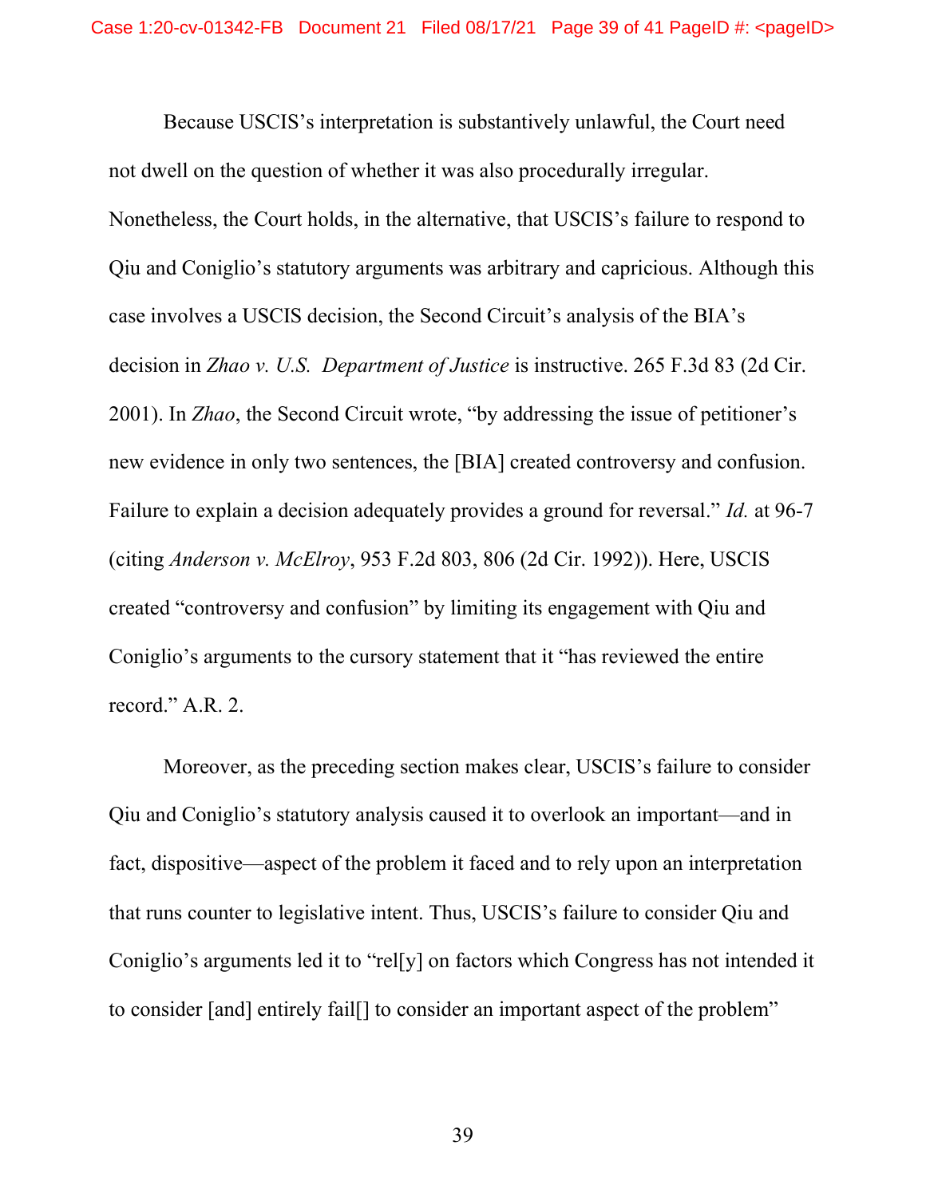Because USCIS's interpretation is substantively unlawful, the Court need not dwell on the question of whether it was also procedurally irregular. Nonetheless, the Court holds, in the alternative, that USCIS's failure to respond to Qiu and Coniglio's statutory arguments was arbitrary and capricious. Although this case involves a USCIS decision, the Second Circuit's analysis of the BIA's decision in *Zhao v. U.S. Department of Justice* is instructive. 265 F.3d 83 (2d Cir. 2001). In *Zhao*, the Second Circuit wrote, "by addressing the issue of petitioner's new evidence in only two sentences, the [BIA] created controversy and confusion. Failure to explain a decision adequately provides a ground for reversal." *Id.* at 96-7 (citing *Anderson v. McElroy*, 953 F.2d 803, 806 (2d Cir. 1992)). Here, USCIS created "controversy and confusion" by limiting its engagement with Qiu and Coniglio's arguments to the cursory statement that it "has reviewed the entire record." A.R. 2.

Moreover, as the preceding section makes clear, USCIS's failure to consider Qiu and Coniglio's statutory analysis caused it to overlook an important—and in fact, dispositive—aspect of the problem it faced and to rely upon an interpretation that runs counter to legislative intent. Thus, USCIS's failure to consider Qiu and Coniglio's arguments led it to "rel[y] on factors which Congress has not intended it to consider [and] entirely fail[] to consider an important aspect of the problem"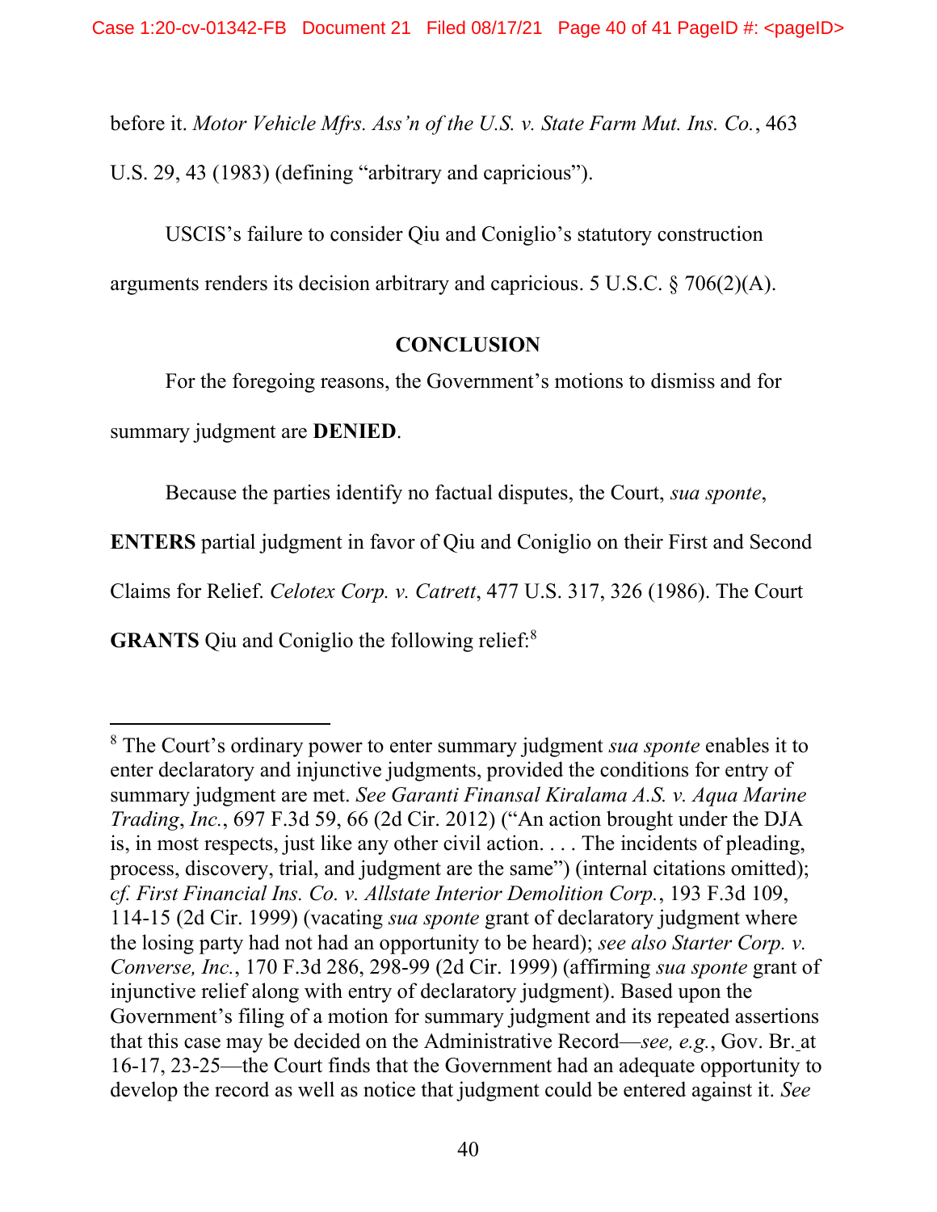before it. *Motor Vehicle Mfrs. Ass'n of the U.S. v. State Farm Mut. Ins. Co.*, 463 U.S. 29, 43 (1983) (defining "arbitrary and capricious").

USCIS's failure to consider Qiu and Coniglio's statutory construction arguments renders its decision arbitrary and capricious. 5 U.S.C. § 706(2)(A).

## CONCLUSION

For the foregoing reasons, the Government's motions to dismiss and for summary judgment are **DENIED**.

Because the parties identify no factual disputes, the Court, *sua sponte*, **ENTERS** partial judgment in favor of Qiu and Coniglio on their First and Second Claims for Relief. *Celotex Corp. v. Catrett*, 477 U.S. 317, 326 (1986). The Court **GRANTS** Qiu and Coniglio the following relief:[8]

---

[8] The Court's ordinary power to enter summary judgment *sua sponte* enables it to enter declaratory and injunctive judgments, provided the conditions for entry of summary judgment are met. *See Garanti Finansal Kiralama A.S. v. Aqua Marine Trading, Inc.*, 697 F.3d 59, 66 (2d Cir. 2012) ("An action brought under the DJA is, in most respects, just like any other civil action. . . . The incidents of pleading, process, discovery, trial, and judgment are the same") (internal citations omitted); *cf. First Financial Ins. Co. v. Allstate Interior Demolition Corp.*, 193 F.3d 109, 114-15 (2d Cir. 1999) (vacating *sua sponte* grant of declaratory judgment where the losing party had not had an opportunity to be heard); *see also Starter Corp. v. Converse, Inc.*, 170 F.3d 286, 298-99 (2d Cir. 1999) (affirming *sua sponte* grant of injunctive relief along with entry of declaratory judgment). Based upon the Government's filing of a motion for summary judgment and its repeated assertions that this case may be decided on the Administrative Record—*see, e.g.*, Gov. Br. at 16-17, 23-25—the Court finds that the Government had an adequate opportunity to develop the record as well as notice that judgment could be entered against it. *See*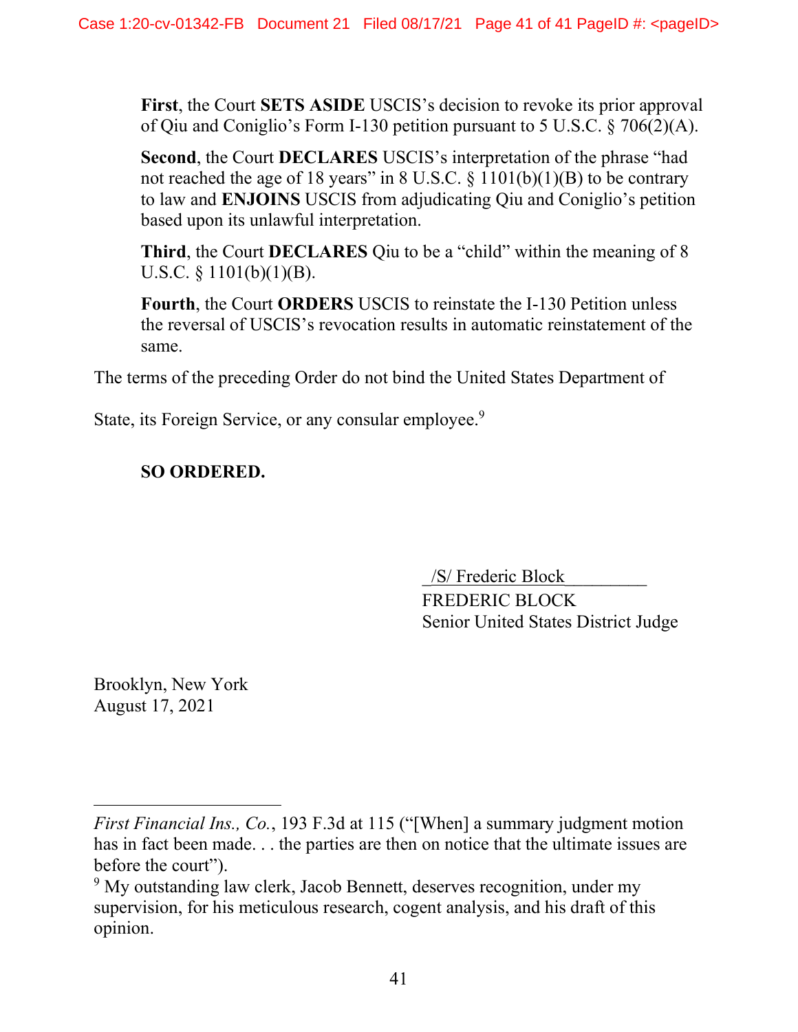**First**, the Court **SETS ASIDE** USCIS's decision to revoke its prior approval of Qiu and Coniglio's Form I-130 petition pursuant to 5 U.S.C. § 706(2)(A).

**Second**, the Court **DECLARES** USCIS's interpretation of the phrase "had not reached the age of 18 years" in 8 U.S.C. § 1101(b)(1)(B) to be contrary to law and **ENJOINS** USCIS from adjudicating Qiu and Coniglio's petition based upon its unlawful interpretation.

**Third**, the Court **DECLARES** Qiu to be a "child" within the meaning of 8 U.S.C. § 1101(b)(1)(B).

**Fourth**, the Court **ORDERS** USCIS to reinstate the I-130 Petition unless the reversal of USCIS's revocation results in automatic reinstatement of the same.

The terms of the preceding Order do not bind the United States Department of State, its Foreign Service, or any consular employee.[9]

**SO ORDERED.**

_/S/ Frederic Block_________
FREDERIC BLOCK
Senior United States District Judge

Brooklyn, New York
August 17, 2021

---

*First Financial Ins., Co.*, 193 F.3d at 115 ("[When] a summary judgment motion has in fact been made. . . the parties are then on notice that the ultimate issues are before the court").

[9] My outstanding law clerk, Jacob Bennett, deserves recognition, under my supervision, for his meticulous research, cogent analysis, and his draft of this opinion.